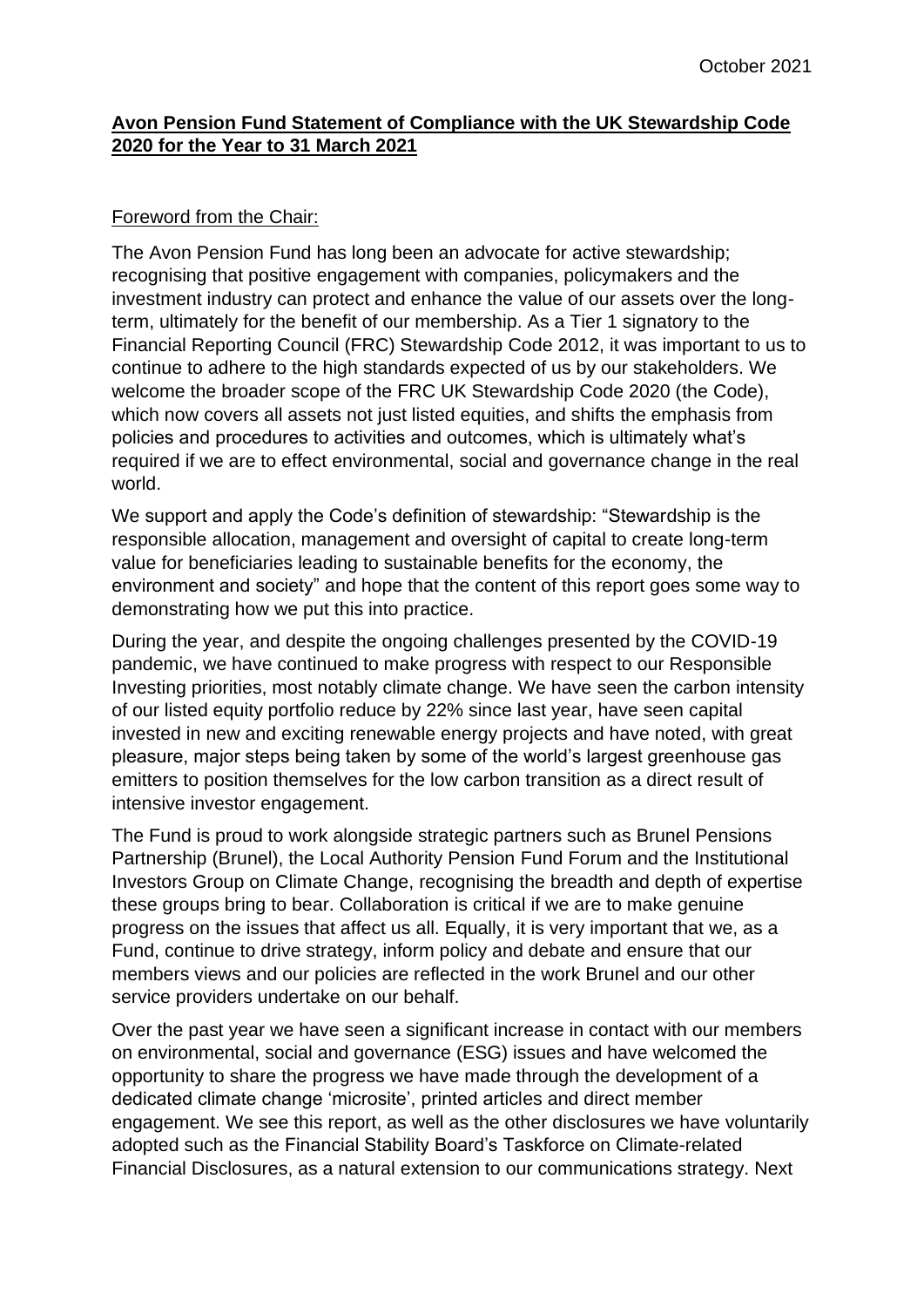October 2021

**Avon Pension Fund Statement of Compliance with the UK Stewardship Code 2020 for the Year to 31 March 2021**

Foreword from the Chair:

The Avon Pension Fund has long been an advocate for active stewardship; recognising that positive engagement with companies, policymakers and the investment industry can protect and enhance the value of our assets over the long-term, ultimately for the benefit of our membership. As a Tier 1 signatory to the Financial Reporting Council (FRC) Stewardship Code 2012, it was important to us to continue to adhere to the high standards expected of us by our stakeholders. We welcome the broader scope of the FRC UK Stewardship Code 2020 (the Code), which now covers all assets not just listed equities, and shifts the emphasis from policies and procedures to activities and outcomes, which is ultimately what's required if we are to effect environmental, social and governance change in the real world.

We support and apply the Code's definition of stewardship: "Stewardship is the responsible allocation, management and oversight of capital to create long-term value for beneficiaries leading to sustainable benefits for the economy, the environment and society" and hope that the content of this report goes some way to demonstrating how we put this into practice.

During the year, and despite the ongoing challenges presented by the COVID-19 pandemic, we have continued to make progress with respect to our Responsible Investing priorities, most notably climate change. We have seen the carbon intensity of our listed equity portfolio reduce by 22% since last year, have seen capital invested in new and exciting renewable energy projects and have noted, with great pleasure, major steps being taken by some of the world's largest greenhouse gas emitters to position themselves for the low carbon transition as a direct result of intensive investor engagement.

The Fund is proud to work alongside strategic partners such as Brunel Pensions Partnership (Brunel), the Local Authority Pension Fund Forum and the Institutional Investors Group on Climate Change, recognising the breadth and depth of expertise these groups bring to bear. Collaboration is critical if we are to make genuine progress on the issues that affect us all. Equally, it is very important that we, as a Fund, continue to drive strategy, inform policy and debate and ensure that our members views and our policies are reflected in the work Brunel and our other service providers undertake on our behalf.

Over the past year we have seen a significant increase in contact with our members on environmental, social and governance (ESG) issues and have welcomed the opportunity to share the progress we have made through the development of a dedicated climate change 'microsite', printed articles and direct member engagement. We see this report, as well as the other disclosures we have voluntarily adopted such as the Financial Stability Board's Taskforce on Climate-related Financial Disclosures, as a natural extension to our communications strategy. Next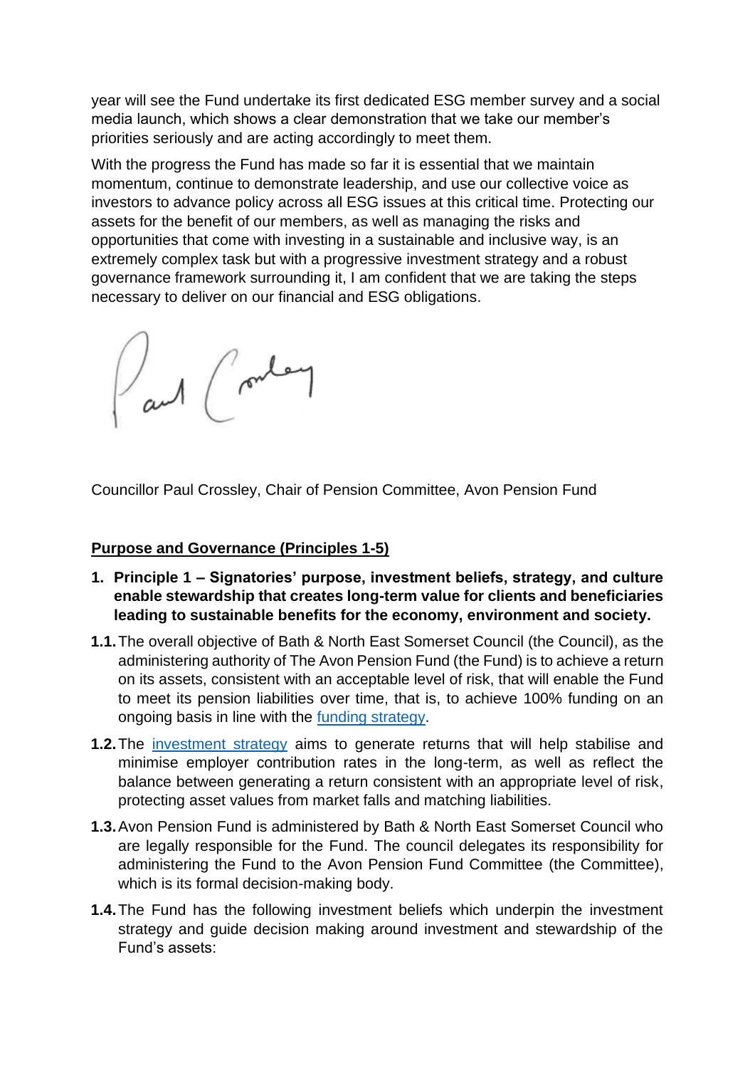year will see the Fund undertake its first dedicated ESG member survey and a social media launch, which shows a clear demonstration that we take our member's priorities seriously and are acting accordingly to meet them.

With the progress the Fund has made so far it is essential that we maintain momentum, continue to demonstrate leadership, and use our collective voice as investors to advance policy across all ESG issues at this critical time. Protecting our assets for the benefit of our members, as well as managing the risks and opportunities that come with investing in a sustainable and inclusive way, is an extremely complex task but with a progressive investment strategy and a robust governance framework surrounding it, I am confident that we are taking the steps necessary to deliver on our financial and ESG obligations.

Councillor Paul Crossley, Chair of Pension Committee, Avon Pension Fund

## Purpose and Governance (Principles 1-5)

**1. Principle 1 – Signatories' purpose, investment beliefs, strategy, and culture enable stewardship that creates long-term value for clients and beneficiaries leading to sustainable benefits for the economy, environment and society.**

**1.1.** The overall objective of Bath & North East Somerset Council (the Council), as the administering authority of The Avon Pension Fund (the Fund) is to achieve a return on its assets, consistent with an acceptable level of risk, that will enable the Fund to meet its pension liabilities over time, that is, to achieve 100% funding on an ongoing basis in line with the funding strategy.

**1.2.** The investment strategy aims to generate returns that will help stabilise and minimise employer contribution rates in the long-term, as well as reflect the balance between generating a return consistent with an appropriate level of risk, protecting asset values from market falls and matching liabilities.

**1.3.** Avon Pension Fund is administered by Bath & North East Somerset Council who are legally responsible for the Fund. The council delegates its responsibility for administering the Fund to the Avon Pension Fund Committee (the Committee), which is its formal decision-making body.

**1.4.** The Fund has the following investment beliefs which underpin the investment strategy and guide decision making around investment and stewardship of the Fund's assets: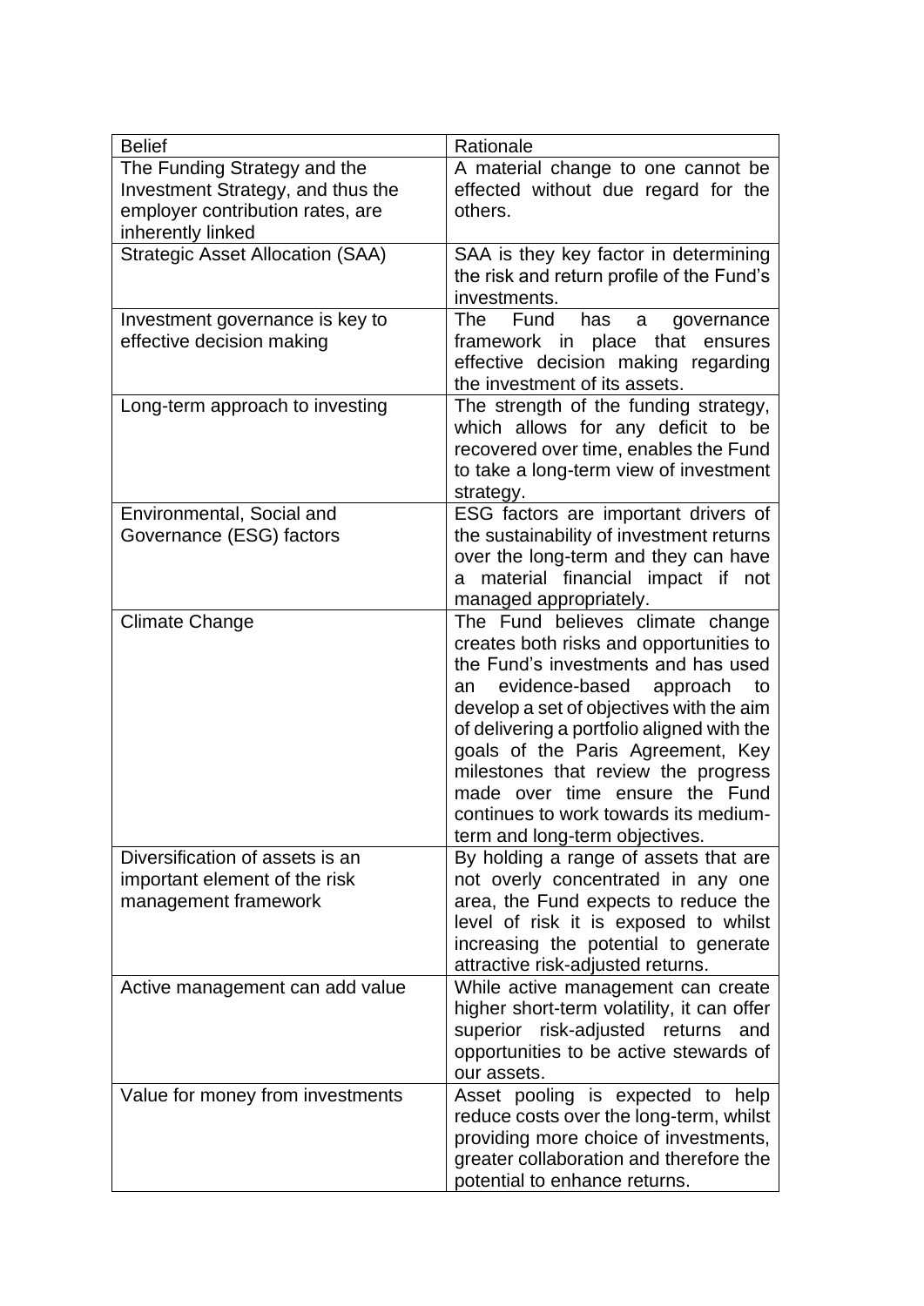| Belief | Rationale |
| --- | --- |
| The Funding Strategy and the Investment Strategy, and thus the employer contribution rates, are inherently linked | A material change to one cannot be effected without due regard for the others. |
| Strategic Asset Allocation (SAA) | SAA is they key factor in determining the risk and return profile of the Fund's investments. |
| Investment governance is key to effective decision making | The Fund has a governance framework in place that ensures effective decision making regarding the investment of its assets. |
| Long-term approach to investing | The strength of the funding strategy, which allows for any deficit to be recovered over time, enables the Fund to take a long-term view of investment strategy. |
| Environmental, Social and Governance (ESG) factors | ESG factors are important drivers of the sustainability of investment returns over the long-term and they can have a material financial impact if not managed appropriately. |
| Climate Change | The Fund believes climate change creates both risks and opportunities to the Fund's investments and has used an evidence-based approach to develop a set of objectives with the aim of delivering a portfolio aligned with the goals of the Paris Agreement, Key milestones that review the progress made over time ensure the Fund continues to work towards its medium-term and long-term objectives. |
| Diversification of assets is an important element of the risk management framework | By holding a range of assets that are not overly concentrated in any one area, the Fund expects to reduce the level of risk it is exposed to whilst increasing the potential to generate attractive risk-adjusted returns. |
| Active management can add value | While active management can create higher short-term volatility, it can offer superior risk-adjusted returns and opportunities to be active stewards of our assets. |
| Value for money from investments | Asset pooling is expected to help reduce costs over the long-term, whilst providing more choice of investments, greater collaboration and therefore the potential to enhance returns. |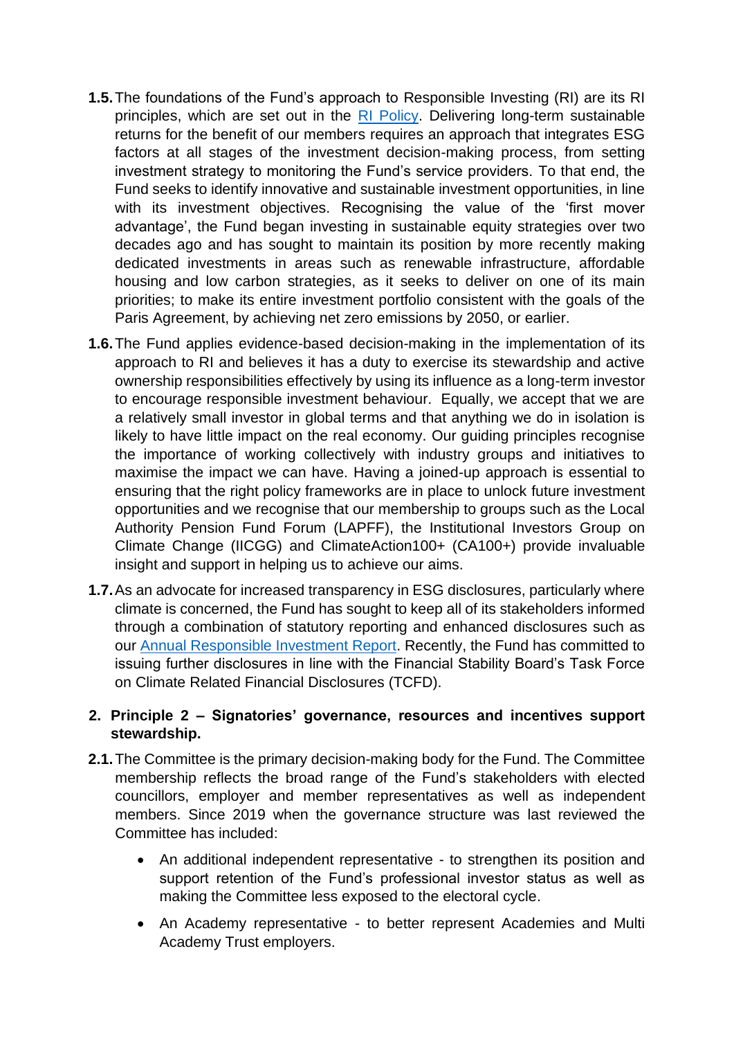**1.5.** The foundations of the Fund's approach to Responsible Investing (RI) are its RI principles, which are set out in the [RI Policy](). Delivering long-term sustainable returns for the benefit of our members requires an approach that integrates ESG factors at all stages of the investment decision-making process, from setting investment strategy to monitoring the Fund's service providers. To that end, the Fund seeks to identify innovative and sustainable investment opportunities, in line with its investment objectives. Recognising the value of the 'first mover advantage', the Fund began investing in sustainable equity strategies over two decades ago and has sought to maintain its position by more recently making dedicated investments in areas such as renewable infrastructure, affordable housing and low carbon strategies, as it seeks to deliver on one of its main priorities; to make its entire investment portfolio consistent with the goals of the Paris Agreement, by achieving net zero emissions by 2050, or earlier.

**1.6.** The Fund applies evidence-based decision-making in the implementation of its approach to RI and believes it has a duty to exercise its stewardship and active ownership responsibilities effectively by using its influence as a long-term investor to encourage responsible investment behaviour. Equally, we accept that we are a relatively small investor in global terms and that anything we do in isolation is likely to have little impact on the real economy. Our guiding principles recognise the importance of working collectively with industry groups and initiatives to maximise the impact we can have. Having a joined-up approach is essential to ensuring that the right policy frameworks are in place to unlock future investment opportunities and we recognise that our membership to groups such as the Local Authority Pension Fund Forum (LAPFF), the Institutional Investors Group on Climate Change (IICGG) and ClimateAction100+ (CA100+) provide invaluable insight and support in helping us to achieve our aims.

**1.7.** As an advocate for increased transparency in ESG disclosures, particularly where climate is concerned, the Fund has sought to keep all of its stakeholders informed through a combination of statutory reporting and enhanced disclosures such as our [Annual Responsible Investment Report](). Recently, the Fund has committed to issuing further disclosures in line with the Financial Stability Board's Task Force on Climate Related Financial Disclosures (TCFD).

## 2. Principle 2 – Signatories' governance, resources and incentives support stewardship.

**2.1.** The Committee is the primary decision-making body for the Fund. The Committee membership reflects the broad range of the Fund's stakeholders with elected councillors, employer and member representatives as well as independent members. Since 2019 when the governance structure was last reviewed the Committee has included:

- An additional independent representative - to strengthen its position and support retention of the Fund's professional investor status as well as making the Committee less exposed to the electoral cycle.
- An Academy representative - to better represent Academies and Multi Academy Trust employers.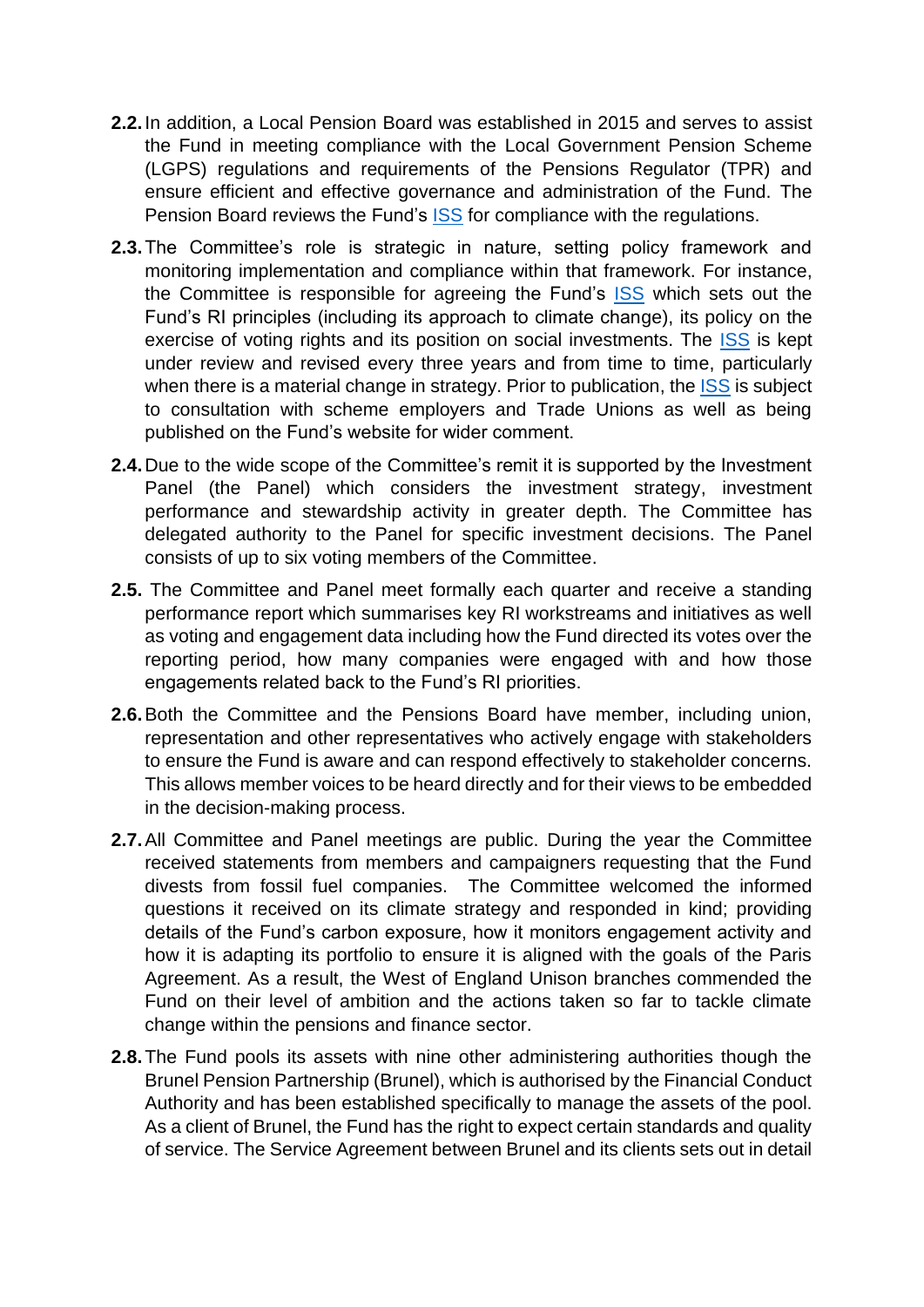**2.2.** In addition, a Local Pension Board was established in 2015 and serves to assist the Fund in meeting compliance with the Local Government Pension Scheme (LGPS) regulations and requirements of the Pensions Regulator (TPR) and ensure efficient and effective governance and administration of the Fund. The Pension Board reviews the Fund's ISS for compliance with the regulations.

**2.3.** The Committee's role is strategic in nature, setting policy framework and monitoring implementation and compliance within that framework. For instance, the Committee is responsible for agreeing the Fund's ISS which sets out the Fund's RI principles (including its approach to climate change), its policy on the exercise of voting rights and its position on social investments. The ISS is kept under review and revised every three years and from time to time, particularly when there is a material change in strategy. Prior to publication, the ISS is subject to consultation with scheme employers and Trade Unions as well as being published on the Fund's website for wider comment.

**2.4.** Due to the wide scope of the Committee's remit it is supported by the Investment Panel (the Panel) which considers the investment strategy, investment performance and stewardship activity in greater depth. The Committee has delegated authority to the Panel for specific investment decisions. The Panel consists of up to six voting members of the Committee.

**2.5.** The Committee and Panel meet formally each quarter and receive a standing performance report which summarises key RI workstreams and initiatives as well as voting and engagement data including how the Fund directed its votes over the reporting period, how many companies were engaged with and how those engagements related back to the Fund's RI priorities.

**2.6.** Both the Committee and the Pensions Board have member, including union, representation and other representatives who actively engage with stakeholders to ensure the Fund is aware and can respond effectively to stakeholder concerns. This allows member voices to be heard directly and for their views to be embedded in the decision-making process.

**2.7.** All Committee and Panel meetings are public. During the year the Committee received statements from members and campaigners requesting that the Fund divests from fossil fuel companies. The Committee welcomed the informed questions it received on its climate strategy and responded in kind; providing details of the Fund's carbon exposure, how it monitors engagement activity and how it is adapting its portfolio to ensure it is aligned with the goals of the Paris Agreement. As a result, the West of England Unison branches commended the Fund on their level of ambition and the actions taken so far to tackle climate change within the pensions and finance sector.

**2.8.** The Fund pools its assets with nine other administering authorities though the Brunel Pension Partnership (Brunel), which is authorised by the Financial Conduct Authority and has been established specifically to manage the assets of the pool. As a client of Brunel, the Fund has the right to expect certain standards and quality of service. The Service Agreement between Brunel and its clients sets out in detail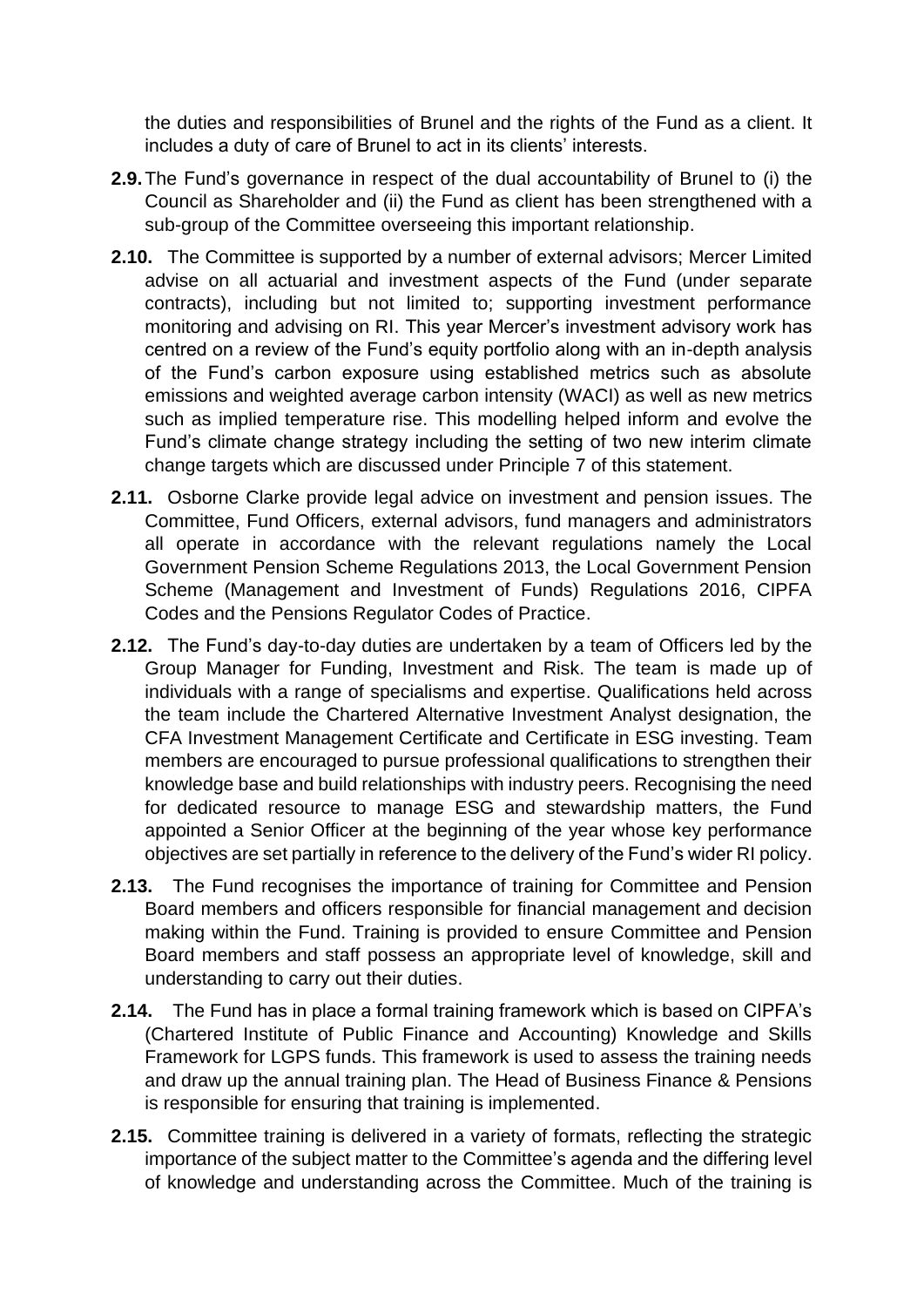the duties and responsibilities of Brunel and the rights of the Fund as a client. It includes a duty of care of Brunel to act in its clients' interests.

**2.9.** The Fund's governance in respect of the dual accountability of Brunel to (i) the Council as Shareholder and (ii) the Fund as client has been strengthened with a sub-group of the Committee overseeing this important relationship.

**2.10.** The Committee is supported by a number of external advisors; Mercer Limited advise on all actuarial and investment aspects of the Fund (under separate contracts), including but not limited to; supporting investment performance monitoring and advising on RI. This year Mercer's investment advisory work has centred on a review of the Fund's equity portfolio along with an in-depth analysis of the Fund's carbon exposure using established metrics such as absolute emissions and weighted average carbon intensity (WACI) as well as new metrics such as implied temperature rise. This modelling helped inform and evolve the Fund's climate change strategy including the setting of two new interim climate change targets which are discussed under Principle 7 of this statement.

**2.11.** Osborne Clarke provide legal advice on investment and pension issues. The Committee, Fund Officers, external advisors, fund managers and administrators all operate in accordance with the relevant regulations namely the Local Government Pension Scheme Regulations 2013, the Local Government Pension Scheme (Management and Investment of Funds) Regulations 2016, CIPFA Codes and the Pensions Regulator Codes of Practice.

**2.12.** The Fund's day-to-day duties are undertaken by a team of Officers led by the Group Manager for Funding, Investment and Risk. The team is made up of individuals with a range of specialisms and expertise. Qualifications held across the team include the Chartered Alternative Investment Analyst designation, the CFA Investment Management Certificate and Certificate in ESG investing. Team members are encouraged to pursue professional qualifications to strengthen their knowledge base and build relationships with industry peers. Recognising the need for dedicated resource to manage ESG and stewardship matters, the Fund appointed a Senior Officer at the beginning of the year whose key performance objectives are set partially in reference to the delivery of the Fund's wider RI policy.

**2.13.** The Fund recognises the importance of training for Committee and Pension Board members and officers responsible for financial management and decision making within the Fund. Training is provided to ensure Committee and Pension Board members and staff possess an appropriate level of knowledge, skill and understanding to carry out their duties.

**2.14.** The Fund has in place a formal training framework which is based on CIPFA's (Chartered Institute of Public Finance and Accounting) Knowledge and Skills Framework for LGPS funds. This framework is used to assess the training needs and draw up the annual training plan. The Head of Business Finance & Pensions is responsible for ensuring that training is implemented.

**2.15.** Committee training is delivered in a variety of formats, reflecting the strategic importance of the subject matter to the Committee's agenda and the differing level of knowledge and understanding across the Committee. Much of the training is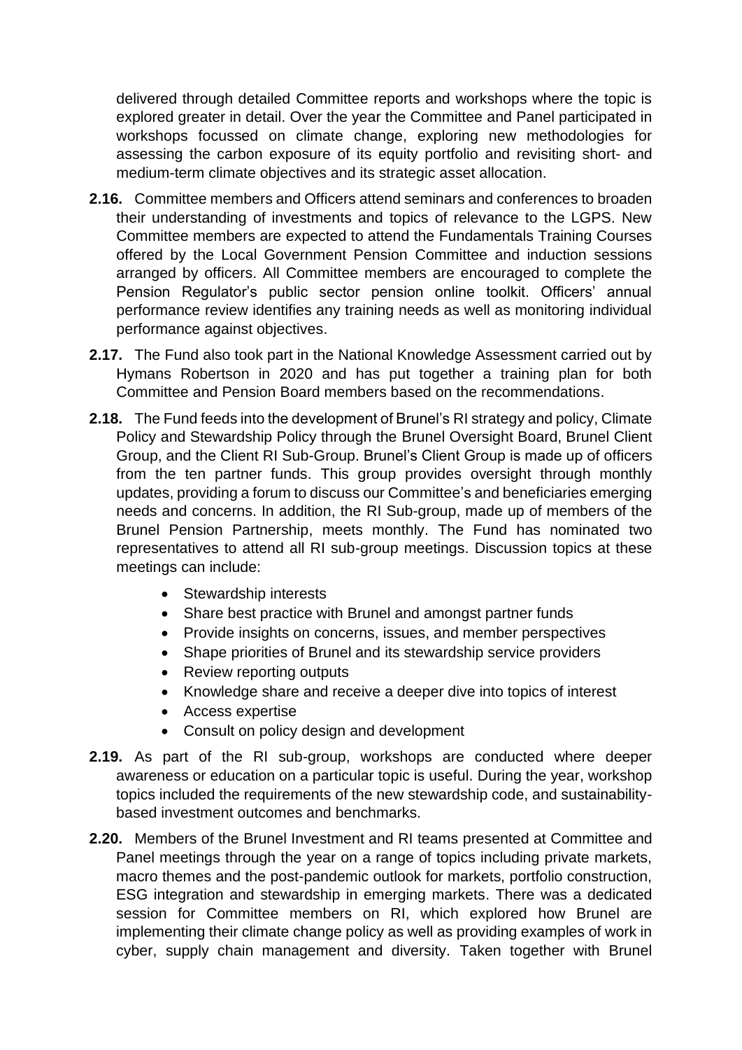delivered through detailed Committee reports and workshops where the topic is explored greater in detail. Over the year the Committee and Panel participated in workshops focussed on climate change, exploring new methodologies for assessing the carbon exposure of its equity portfolio and revisiting short- and medium-term climate objectives and its strategic asset allocation.

**2.16.** Committee members and Officers attend seminars and conferences to broaden their understanding of investments and topics of relevance to the LGPS. New Committee members are expected to attend the Fundamentals Training Courses offered by the Local Government Pension Committee and induction sessions arranged by officers. All Committee members are encouraged to complete the Pension Regulator's public sector pension online toolkit. Officers' annual performance review identifies any training needs as well as monitoring individual performance against objectives.

**2.17.** The Fund also took part in the National Knowledge Assessment carried out by Hymans Robertson in 2020 and has put together a training plan for both Committee and Pension Board members based on the recommendations.

**2.18.** The Fund feeds into the development of Brunel's RI strategy and policy, Climate Policy and Stewardship Policy through the Brunel Oversight Board, Brunel Client Group, and the Client RI Sub-Group. Brunel's Client Group is made up of officers from the ten partner funds. This group provides oversight through monthly updates, providing a forum to discuss our Committee's and beneficiaries emerging needs and concerns. In addition, the RI Sub-group, made up of members of the Brunel Pension Partnership, meets monthly. The Fund has nominated two representatives to attend all RI sub-group meetings. Discussion topics at these meetings can include:

- Stewardship interests
- Share best practice with Brunel and amongst partner funds
- Provide insights on concerns, issues, and member perspectives
- Shape priorities of Brunel and its stewardship service providers
- Review reporting outputs
- Knowledge share and receive a deeper dive into topics of interest
- Access expertise
- Consult on policy design and development

**2.19.** As part of the RI sub-group, workshops are conducted where deeper awareness or education on a particular topic is useful. During the year, workshop topics included the requirements of the new stewardship code, and sustainability-based investment outcomes and benchmarks.

**2.20.** Members of the Brunel Investment and RI teams presented at Committee and Panel meetings through the year on a range of topics including private markets, macro themes and the post-pandemic outlook for markets, portfolio construction, ESG integration and stewardship in emerging markets. There was a dedicated session for Committee members on RI, which explored how Brunel are implementing their climate change policy as well as providing examples of work in cyber, supply chain management and diversity. Taken together with Brunel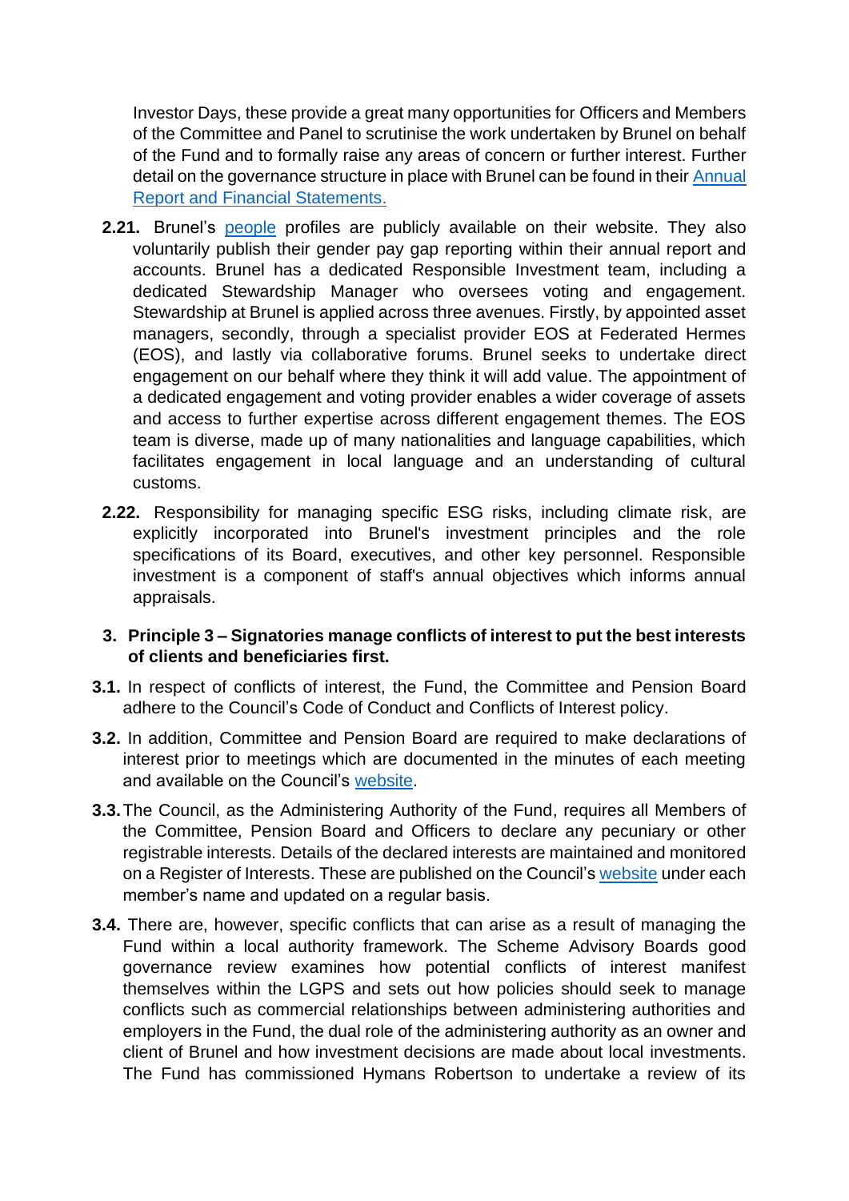Investor Days, these provide a great many opportunities for Officers and Members of the Committee and Panel to scrutinise the work undertaken by Brunel on behalf of the Fund and to formally raise any areas of concern or further interest. Further detail on the governance structure in place with Brunel can be found in their [Annual Report and Financial Statements.]

**2.21.** Brunel's [people] profiles are publicly available on their website. They also voluntarily publish their gender pay gap reporting within their annual report and accounts. Brunel has a dedicated Responsible Investment team, including a dedicated Stewardship Manager who oversees voting and engagement. Stewardship at Brunel is applied across three avenues. Firstly, by appointed asset managers, secondly, through a specialist provider EOS at Federated Hermes (EOS), and lastly via collaborative forums. Brunel seeks to undertake direct engagement on our behalf where they think it will add value. The appointment of a dedicated engagement and voting provider enables a wider coverage of assets and access to further expertise across different engagement themes. The EOS team is diverse, made up of many nationalities and language capabilities, which facilitates engagement in local language and an understanding of cultural customs.

**2.22.** Responsibility for managing specific ESG risks, including climate risk, are explicitly incorporated into Brunel's investment principles and the role specifications of its Board, executives, and other key personnel. Responsible investment is a component of staff's annual objectives which informs annual appraisals.

## 3. Principle 3 – Signatories manage conflicts of interest to put the best interests of clients and beneficiaries first.

**3.1.** In respect of conflicts of interest, the Fund, the Committee and Pension Board adhere to the Council's Code of Conduct and Conflicts of Interest policy.

**3.2.** In addition, Committee and Pension Board are required to make declarations of interest prior to meetings which are documented in the minutes of each meeting and available on the Council's [website].

**3.3.** The Council, as the Administering Authority of the Fund, requires all Members of the Committee, Pension Board and Officers to declare any pecuniary or other registrable interests. Details of the declared interests are maintained and monitored on a Register of Interests. These are published on the Council's [website] under each member's name and updated on a regular basis.

**3.4.** There are, however, specific conflicts that can arise as a result of managing the Fund within a local authority framework. The Scheme Advisory Boards good governance review examines how potential conflicts of interest manifest themselves within the LGPS and sets out how policies should seek to manage conflicts such as commercial relationships between administering authorities and employers in the Fund, the dual role of the administering authority as an owner and client of Brunel and how investment decisions are made about local investments. The Fund has commissioned Hymans Robertson to undertake a review of its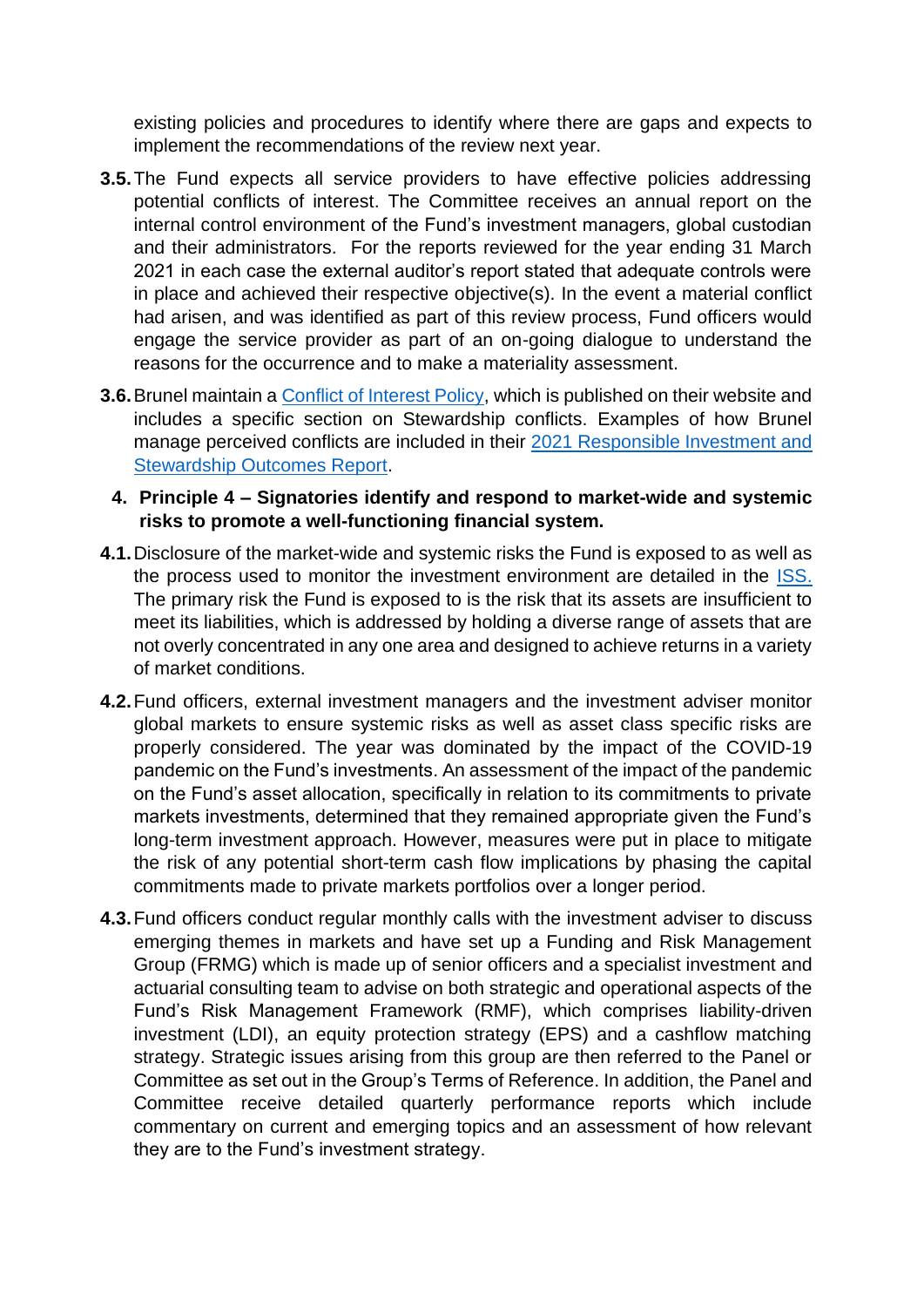existing policies and procedures to identify where there are gaps and expects to implement the recommendations of the review next year.

**3.5.** The Fund expects all service providers to have effective policies addressing potential conflicts of interest. The Committee receives an annual report on the internal control environment of the Fund's investment managers, global custodian and their administrators. For the reports reviewed for the year ending 31 March 2021 in each case the external auditor's report stated that adequate controls were in place and achieved their respective objective(s). In the event a material conflict had arisen, and was identified as part of this review process, Fund officers would engage the service provider as part of an on-going dialogue to understand the reasons for the occurrence and to make a materiality assessment.

**3.6.** Brunel maintain a Conflict of Interest Policy, which is published on their website and includes a specific section on Stewardship conflicts. Examples of how Brunel manage perceived conflicts are included in their 2021 Responsible Investment and Stewardship Outcomes Report.

## 4. Principle 4 – Signatories identify and respond to market-wide and systemic risks to promote a well-functioning financial system.

**4.1.** Disclosure of the market-wide and systemic risks the Fund is exposed to as well as the process used to monitor the investment environment are detailed in the ISS. The primary risk the Fund is exposed to is the risk that its assets are insufficient to meet its liabilities, which is addressed by holding a diverse range of assets that are not overly concentrated in any one area and designed to achieve returns in a variety of market conditions.

**4.2.** Fund officers, external investment managers and the investment adviser monitor global markets to ensure systemic risks as well as asset class specific risks are properly considered. The year was dominated by the impact of the COVID-19 pandemic on the Fund's investments. An assessment of the impact of the pandemic on the Fund's asset allocation, specifically in relation to its commitments to private markets investments, determined that they remained appropriate given the Fund's long-term investment approach. However, measures were put in place to mitigate the risk of any potential short-term cash flow implications by phasing the capital commitments made to private markets portfolios over a longer period.

**4.3.** Fund officers conduct regular monthly calls with the investment adviser to discuss emerging themes in markets and have set up a Funding and Risk Management Group (FRMG) which is made up of senior officers and a specialist investment and actuarial consulting team to advise on both strategic and operational aspects of the Fund's Risk Management Framework (RMF), which comprises liability-driven investment (LDI), an equity protection strategy (EPS) and a cashflow matching strategy. Strategic issues arising from this group are then referred to the Panel or Committee as set out in the Group's Terms of Reference. In addition, the Panel and Committee receive detailed quarterly performance reports which include commentary on current and emerging topics and an assessment of how relevant they are to the Fund's investment strategy.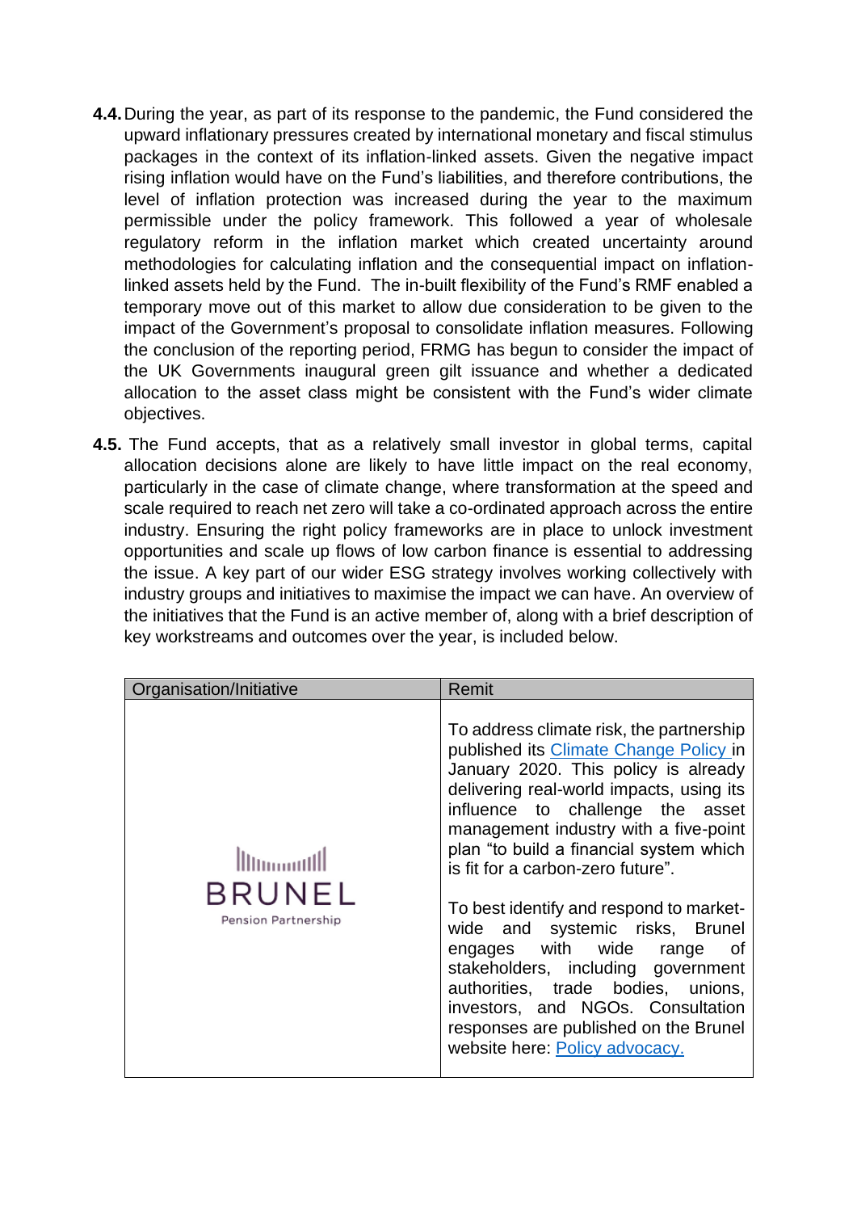**4.4.** During the year, as part of its response to the pandemic, the Fund considered the upward inflationary pressures created by international monetary and fiscal stimulus packages in the context of its inflation-linked assets. Given the negative impact rising inflation would have on the Fund's liabilities, and therefore contributions, the level of inflation protection was increased during the year to the maximum permissible under the policy framework. This followed a year of wholesale regulatory reform in the inflation market which created uncertainty around methodologies for calculating inflation and the consequential impact on inflation-linked assets held by the Fund. The in-built flexibility of the Fund's RMF enabled a temporary move out of this market to allow due consideration to be given to the impact of the Government's proposal to consolidate inflation measures. Following the conclusion of the reporting period, FRMG has begun to consider the impact of the UK Governments inaugural green gilt issuance and whether a dedicated allocation to the asset class might be consistent with the Fund's wider climate objectives.

**4.5.** The Fund accepts, that as a relatively small investor in global terms, capital allocation decisions alone are likely to have little impact on the real economy, particularly in the case of climate change, where transformation at the speed and scale required to reach net zero will take a co-ordinated approach across the entire industry. Ensuring the right policy frameworks are in place to unlock investment opportunities and scale up flows of low carbon finance is essential to addressing the issue. A key part of our wider ESG strategy involves working collectively with industry groups and initiatives to maximise the impact we can have. An overview of the initiatives that the Fund is an active member of, along with a brief description of key workstreams and outcomes over the year, is included below.

| Organisation/Initiative | Remit |
|---|---|
| BRUNEL Pension Partnership | To address climate risk, the partnership published its Climate Change Policy in January 2020. This policy is already delivering real-world impacts, using its influence to challenge the asset management industry with a five-point plan "to build a financial system which is fit for a carbon-zero future".<br><br>To best identify and respond to market-wide and systemic risks, Brunel engages with wide range of stakeholders, including government authorities, trade bodies, unions, investors, and NGOs. Consultation responses are published on the Brunel website here: Policy advocacy. |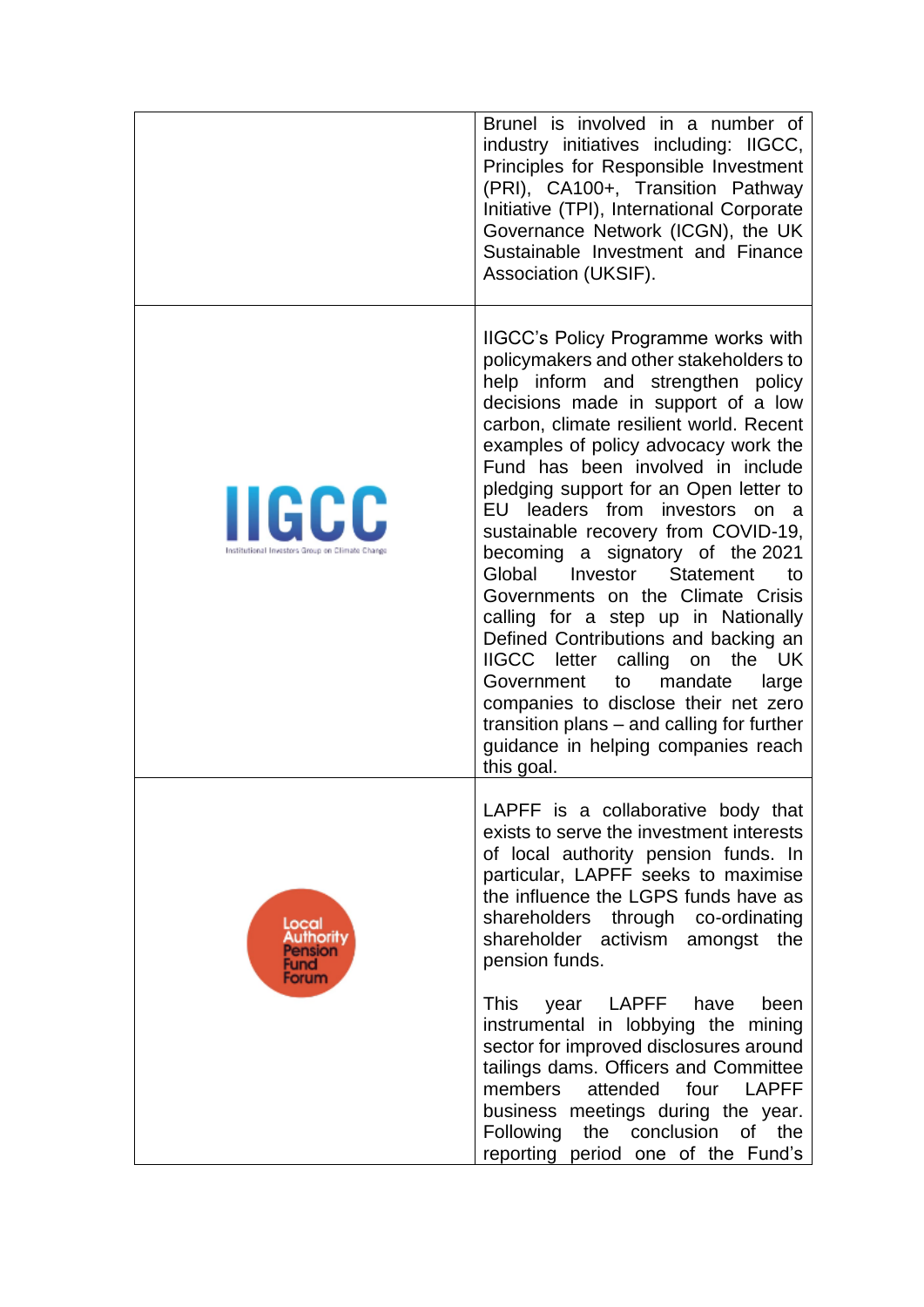| | |
|---|---|
| | Brunel is involved in a number of industry initiatives including: IIGCC, Principles for Responsible Investment (PRI), CA100+, Transition Pathway Initiative (TPI), International Corporate Governance Network (ICGN), the UK Sustainable Investment and Finance Association (UKSIF). |
| IIGCC Institutional Investors Group on Climate Change | IIGCC's Policy Programme works with policymakers and other stakeholders to help inform and strengthen policy decisions made in support of a low carbon, climate resilient world. Recent examples of policy advocacy work the Fund has been involved in include pledging support for an Open letter to EU leaders from investors on a sustainable recovery from COVID-19, becoming a signatory of the 2021 Global Investor Statement to Governments on the Climate Crisis calling for a step up in Nationally Defined Contributions and backing an IIGCC letter calling on the UK Government to mandate large companies to disclose their net zero transition plans – and calling for further guidance in helping companies reach this goal. |
| Local Authority Pension Fund Forum | LAPFF is a collaborative body that exists to serve the investment interests of local authority pension funds. In particular, LAPFF seeks to maximise the influence the LGPS funds have as shareholders through co-ordinating shareholder activism amongst the pension funds.<br><br>This year LAPFF have been instrumental in lobbying the mining sector for improved disclosures around tailings dams. Officers and Committee members attended four LAPFF business meetings during the year. Following the conclusion of the reporting period one of the Fund's |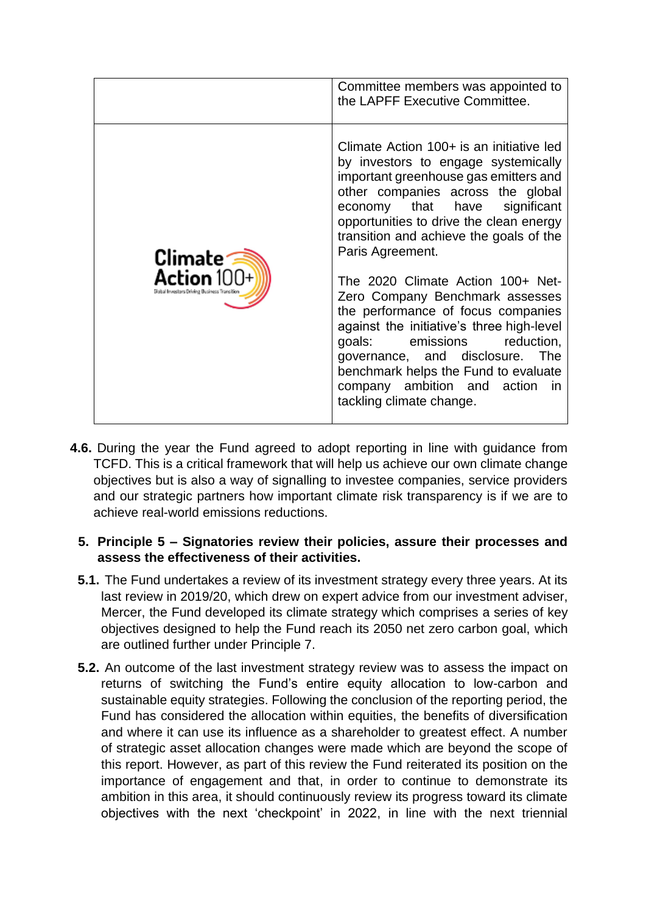| | |
|---|---|
| | Committee members was appointed to the LAPFF Executive Committee. |
| Climate Action 100+ Global Investors Driving Business Transition | Climate Action 100+ is an initiative led by investors to engage systemically important greenhouse gas emitters and other companies across the global economy that have significant opportunities to drive the clean energy transition and achieve the goals of the Paris Agreement.<br><br>The 2020 Climate Action 100+ Net-Zero Company Benchmark assesses the performance of focus companies against the initiative's three high-level goals: emissions reduction, governance, and disclosure. The benchmark helps the Fund to evaluate company ambition and action in tackling climate change. |

**4.6.** During the year the Fund agreed to adopt reporting in line with guidance from TCFD. This is a critical framework that will help us achieve our own climate change objectives but is also a way of signalling to investee companies, service providers and our strategic partners how important climate risk transparency is if we are to achieve real-world emissions reductions.

## 5. Principle 5 – Signatories review their policies, assure their processes and assess the effectiveness of their activities.

**5.1.** The Fund undertakes a review of its investment strategy every three years. At its last review in 2019/20, which drew on expert advice from our investment adviser, Mercer, the Fund developed its climate strategy which comprises a series of key objectives designed to help the Fund reach its 2050 net zero carbon goal, which are outlined further under Principle 7.

**5.2.** An outcome of the last investment strategy review was to assess the impact on returns of switching the Fund's entire equity allocation to low-carbon and sustainable equity strategies. Following the conclusion of the reporting period, the Fund has considered the allocation within equities, the benefits of diversification and where it can use its influence as a shareholder to greatest effect. A number of strategic asset allocation changes were made which are beyond the scope of this report. However, as part of this review the Fund reiterated its position on the importance of engagement and that, in order to continue to demonstrate its ambition in this area, it should continuously review its progress toward its climate objectives with the next 'checkpoint' in 2022, in line with the next triennial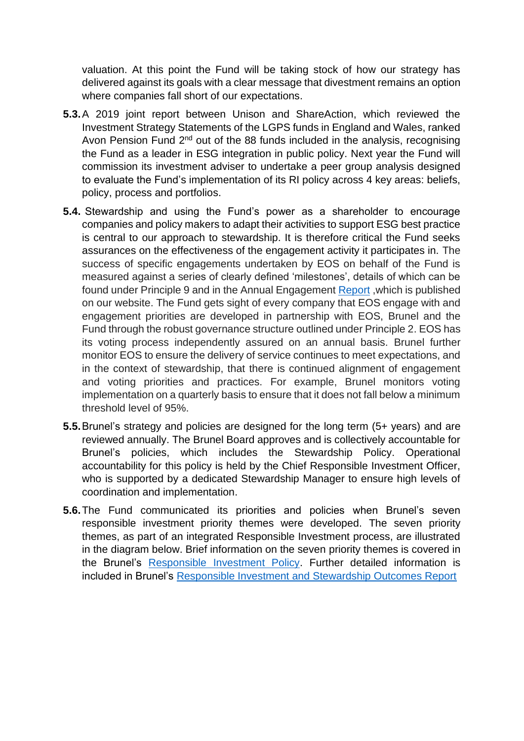valuation. At this point the Fund will be taking stock of how our strategy has delivered against its goals with a clear message that divestment remains an option where companies fall short of our expectations.

**5.3.** A 2019 joint report between Unison and ShareAction, which reviewed the Investment Strategy Statements of the LGPS funds in England and Wales, ranked Avon Pension Fund 2nd out of the 88 funds included in the analysis, recognising the Fund as a leader in ESG integration in public policy. Next year the Fund will commission its investment adviser to undertake a peer group analysis designed to evaluate the Fund's implementation of its RI policy across 4 key areas: beliefs, policy, process and portfolios.

**5.4.** Stewardship and using the Fund's power as a shareholder to encourage companies and policy makers to adapt their activities to support ESG best practice is central to our approach to stewardship. It is therefore critical the Fund seeks assurances on the effectiveness of the engagement activity it participates in. The success of specific engagements undertaken by EOS on behalf of the Fund is measured against a series of clearly defined 'milestones', details of which can be found under Principle 9 and in the Annual Engagement Report ,which is published on our website. The Fund gets sight of every company that EOS engage with and engagement priorities are developed in partnership with EOS, Brunel and the Fund through the robust governance structure outlined under Principle 2. EOS has its voting process independently assured on an annual basis. Brunel further monitor EOS to ensure the delivery of service continues to meet expectations, and in the context of stewardship, that there is continued alignment of engagement and voting priorities and practices. For example, Brunel monitors voting implementation on a quarterly basis to ensure that it does not fall below a minimum threshold level of 95%.

**5.5.** Brunel's strategy and policies are designed for the long term (5+ years) and are reviewed annually. The Brunel Board approves and is collectively accountable for Brunel's policies, which includes the Stewardship Policy. Operational accountability for this policy is held by the Chief Responsible Investment Officer, who is supported by a dedicated Stewardship Manager to ensure high levels of coordination and implementation.

**5.6.** The Fund communicated its priorities and policies when Brunel's seven responsible investment priority themes were developed. The seven priority themes, as part of an integrated Responsible Investment process, are illustrated in the diagram below. Brief information on the seven priority themes is covered in the Brunel's Responsible Investment Policy. Further detailed information is included in Brunel's Responsible Investment and Stewardship Outcomes Report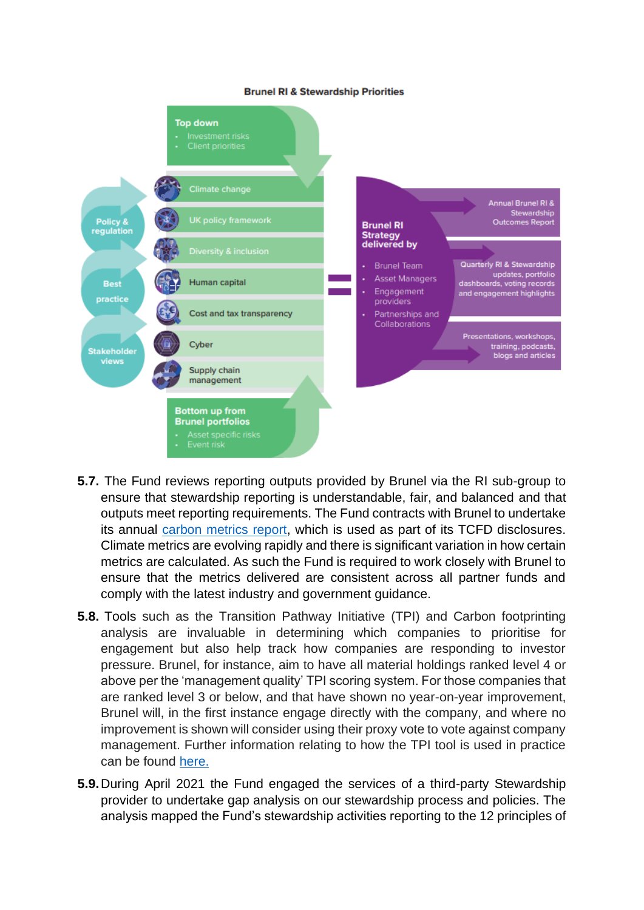**Brunel RI & Stewardship Priorities**

**Top down**
- Investment risks
- Client priorities

Policy & regulation

Best practice

Stakeholder views

- Climate change
- UK policy framework
- Diversity & inclusion
- Human capital
- Cost and tax transparency
- Cyber
- Supply chain management

**Bottom up from Brunel portfolios**
- Asset specific risks
- Event risk

**Brunel RI Strategy delivered by**
- Brunel Team
- Asset Managers
- Engagement providers
- Partnerships and Collaborations

Annual Brunel RI & Stewardship Outcomes Report

Quarterly RI & Stewardship updates, portfolio dashboards, voting records and engagement highlights

Presentations, workshops, training, podcasts, blogs and articles

**5.7.** The Fund reviews reporting outputs provided by Brunel via the RI sub-group to ensure that stewardship reporting is understandable, fair, and balanced and that outputs meet reporting requirements. The Fund contracts with Brunel to undertake its annual carbon metrics report, which is used as part of its TCFD disclosures. Climate metrics are evolving rapidly and there is significant variation in how certain metrics are calculated. As such the Fund is required to work closely with Brunel to ensure that the metrics delivered are consistent across all partner funds and comply with the latest industry and government guidance.

**5.8.** Tools such as the Transition Pathway Initiative (TPI) and Carbon footprinting analysis are invaluable in determining which companies to prioritise for engagement but also help track how companies are responding to investor pressure. Brunel, for instance, aim to have all material holdings ranked level 4 or above per the 'management quality' TPI scoring system. For those companies that are ranked level 3 or below, and that have shown no year-on-year improvement, Brunel will, in the first instance engage directly with the company, and where no improvement is shown will consider using their proxy vote to vote against company management. Further information relating to how the TPI tool is used in practice can be found here.

**5.9.** During April 2021 the Fund engaged the services of a third-party Stewardship provider to undertake gap analysis on our stewardship process and policies. The analysis mapped the Fund's stewardship activities reporting to the 12 principles of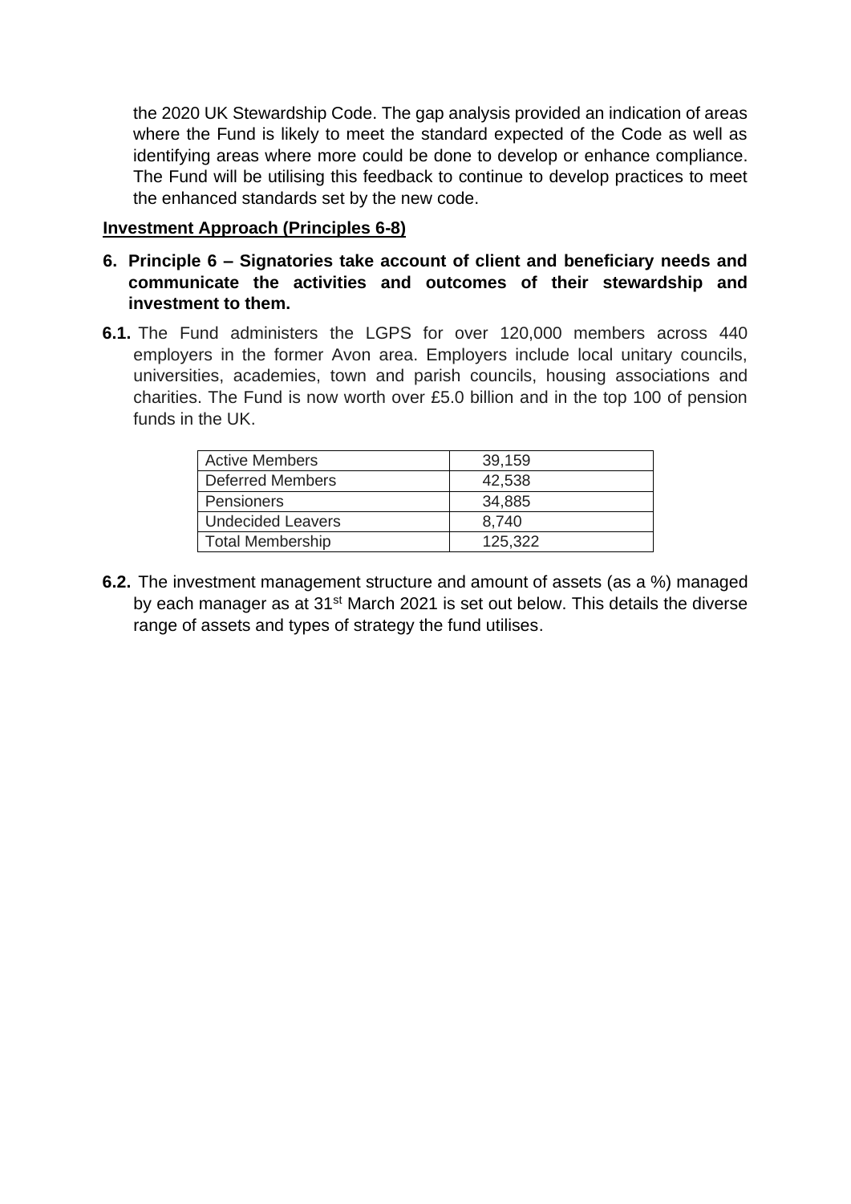the 2020 UK Stewardship Code. The gap analysis provided an indication of areas where the Fund is likely to meet the standard expected of the Code as well as identifying areas where more could be done to develop or enhance compliance. The Fund will be utilising this feedback to continue to develop practices to meet the enhanced standards set by the new code.

**Investment Approach (Principles 6-8)**

**6. Principle 6 – Signatories take account of client and beneficiary needs and communicate the activities and outcomes of their stewardship and investment to them.**

**6.1.** The Fund administers the LGPS for over 120,000 members across 440 employers in the former Avon area. Employers include local unitary councils, universities, academies, town and parish councils, housing associations and charities. The Fund is now worth over £5.0 billion and in the top 100 of pension funds in the UK.

| Active Members | 39,159 |
|---|---|
| Deferred Members | 42,538 |
| Pensioners | 34,885 |
| Undecided Leavers | 8,740 |
| Total Membership | 125,322 |

**6.2.** The investment management structure and amount of assets (as a %) managed by each manager as at 31st March 2021 is set out below. This details the diverse range of assets and types of strategy the fund utilises.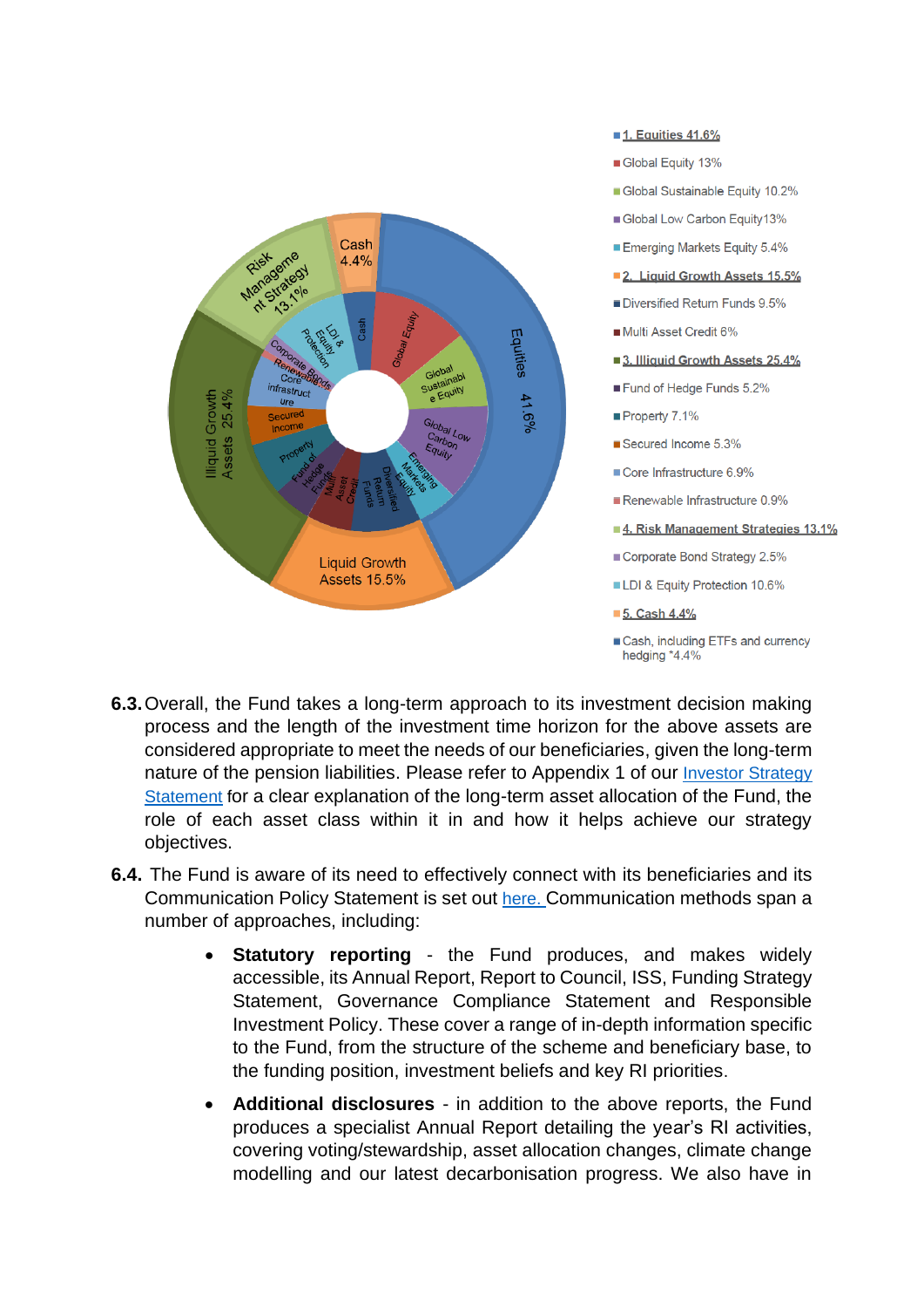- 1. Equities 41.6%
- Global Equity 13%
- Global Sustainable Equity 10.2%
- Global Low Carbon Equity13%
- Emerging Markets Equity 5.4%
- 2. Liquid Growth Assets 15.5%
- Diversified Return Funds 9.5%
- Multi Asset Credit 6%
- 3. Illiquid Growth Assets 25.4%
- Fund of Hedge Funds 5.2%
- Property 7.1%
- Secured Income 5.3%
- Core Infrastructure 6.9%
- Renewable Infrastructure 0.9%
- 4. Risk Management Strategies 13.1%
- Corporate Bond Strategy 2.5%
- LDI & Equity Protection 10.6%
- 5. Cash 4.4%
- Cash, including ETFs and currency hedging *4.4%

**6.3.** Overall, the Fund takes a long-term approach to its investment decision making process and the length of the investment time horizon for the above assets are considered appropriate to meet the needs of our beneficiaries, given the long-term nature of the pension liabilities. Please refer to Appendix 1 of our [Investor Strategy Statement] for a clear explanation of the long-term asset allocation of the Fund, the role of each asset class within it in and how it helps achieve our strategy objectives.

**6.4.** The Fund is aware of its need to effectively connect with its beneficiaries and its Communication Policy Statement is set out [here.] Communication methods span a number of approaches, including:

- **Statutory reporting** - the Fund produces, and makes widely accessible, its Annual Report, Report to Council, ISS, Funding Strategy Statement, Governance Compliance Statement and Responsible Investment Policy. These cover a range of in-depth information specific to the Fund, from the structure of the scheme and beneficiary base, to the funding position, investment beliefs and key RI priorities.
- **Additional disclosures** - in addition to the above reports, the Fund produces a specialist Annual Report detailing the year's RI activities, covering voting/stewardship, asset allocation changes, climate change modelling and our latest decarbonisation progress. We also have in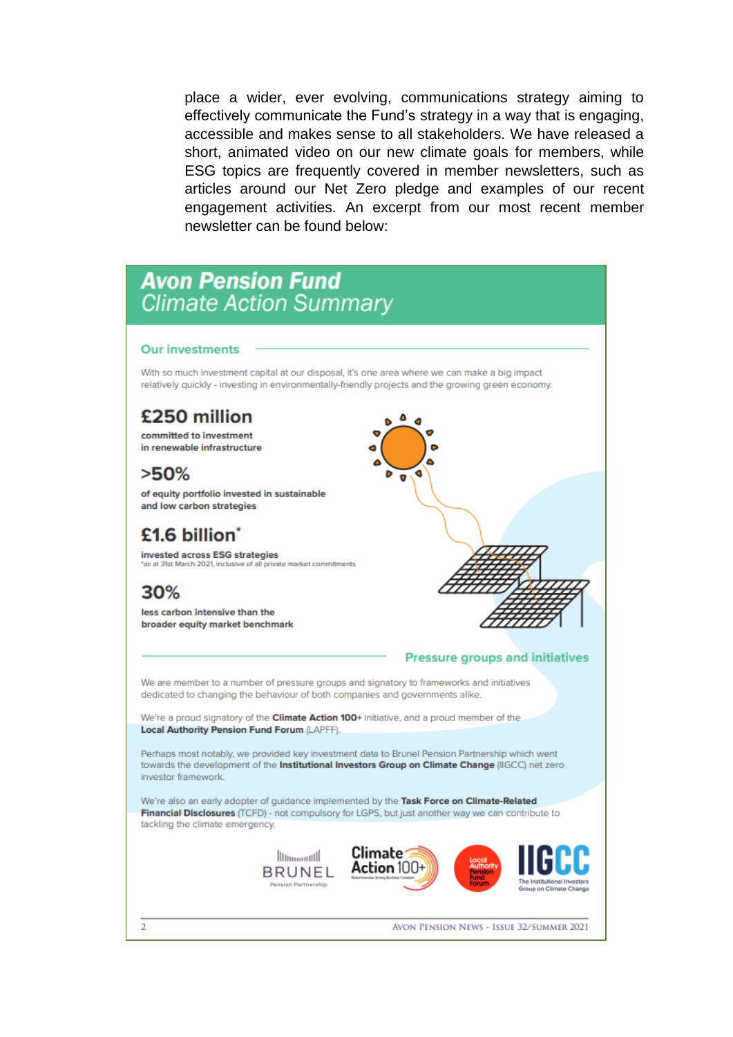place a wider, ever evolving, communications strategy aiming to effectively communicate the Fund's strategy in a way that is engaging, accessible and makes sense to all stakeholders. We have released a short, animated video on our new climate goals for members, while ESG topics are frequently covered in member newsletters, such as articles around our Net Zero pledge and examples of our recent engagement activities. An excerpt from our most recent member newsletter can be found below:

## *Avon Pension Fund*
## *Climate Action Summary*

### Our investments

With so much investment capital at our disposal, it's one area where we can make a big impact relatively quickly - investing in environmentally-friendly projects and the growing green economy.

**£250 million**
**committed to investment in renewable infrastructure**

**>50%**
**of equity portfolio invested in sustainable and low carbon strategies**

**£1.6 billion***
**invested across ESG strategies**
*as at 31st March 2021, inclusive of all private market commitments

**30%**
**less carbon intensive than the broader equity market benchmark**

### Pressure groups and initiatives

We are member to a number of pressure groups and signatory to frameworks and initiatives dedicated to changing the behaviour of both companies and governments alike.

We're a proud signatory of the **Climate Action 100+** initiative, and a proud member of the **Local Authority Pension Fund Forum** (LAPFF).

Perhaps most notably, we provided key investment data to Brunel Pension Partnership which went towards the development of the **Institutional Investors Group on Climate Change** (IIGCC) net zero investor framework.

We're also an early adopter of guidance implemented by the **Task Force on Climate-Related Financial Disclosures** (TCFD) - not compulsory for LGPS, but just another way we can contribute to tackling the climate emergency.

BRUNEL Pension Partnership | Climate Action 100+ | Local Authority Pension Fund Forum | IIGCC The Institutional Investors Group on Climate Change

Avon Pension News - Issue 32/Summer 2021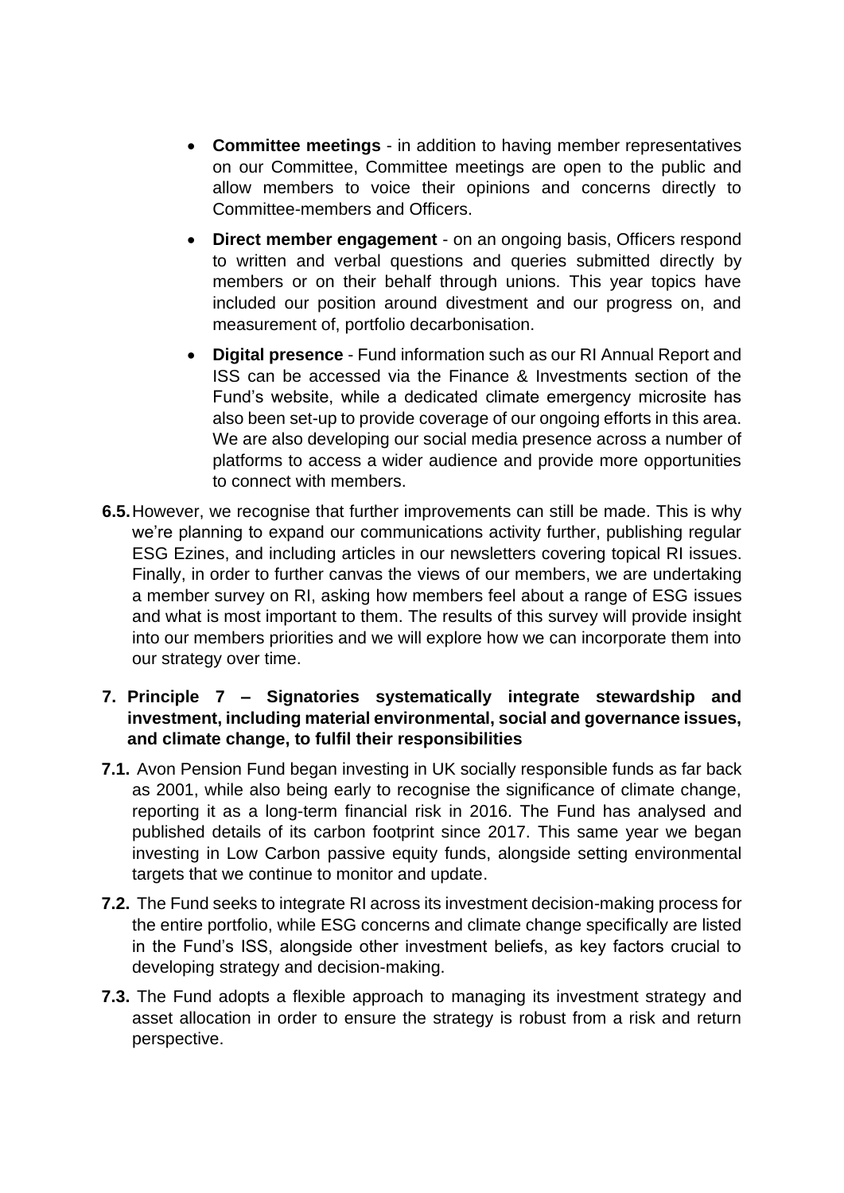- **Committee meetings** - in addition to having member representatives on our Committee, Committee meetings are open to the public and allow members to voice their opinions and concerns directly to Committee-members and Officers.
- **Direct member engagement** - on an ongoing basis, Officers respond to written and verbal questions and queries submitted directly by members or on their behalf through unions. This year topics have included our position around divestment and our progress on, and measurement of, portfolio decarbonisation.
- **Digital presence** - Fund information such as our RI Annual Report and ISS can be accessed via the Finance & Investments section of the Fund's website, while a dedicated climate emergency microsite has also been set-up to provide coverage of our ongoing efforts in this area. We are also developing our social media presence across a number of platforms to access a wider audience and provide more opportunities to connect with members.

**6.5.** However, we recognise that further improvements can still be made. This is why we're planning to expand our communications activity further, publishing regular ESG Ezines, and including articles in our newsletters covering topical RI issues. Finally, in order to further canvas the views of our members, we are undertaking a member survey on RI, asking how members feel about a range of ESG issues and what is most important to them. The results of this survey will provide insight into our members priorities and we will explore how we can incorporate them into our strategy over time.

## 7. Principle 7 – Signatories systematically integrate stewardship and investment, including material environmental, social and governance issues, and climate change, to fulfil their responsibilities

**7.1.** Avon Pension Fund began investing in UK socially responsible funds as far back as 2001, while also being early to recognise the significance of climate change, reporting it as a long-term financial risk in 2016. The Fund has analysed and published details of its carbon footprint since 2017. This same year we began investing in Low Carbon passive equity funds, alongside setting environmental targets that we continue to monitor and update.

**7.2.** The Fund seeks to integrate RI across its investment decision-making process for the entire portfolio, while ESG concerns and climate change specifically are listed in the Fund's ISS, alongside other investment beliefs, as key factors crucial to developing strategy and decision-making.

**7.3.** The Fund adopts a flexible approach to managing its investment strategy and asset allocation in order to ensure the strategy is robust from a risk and return perspective.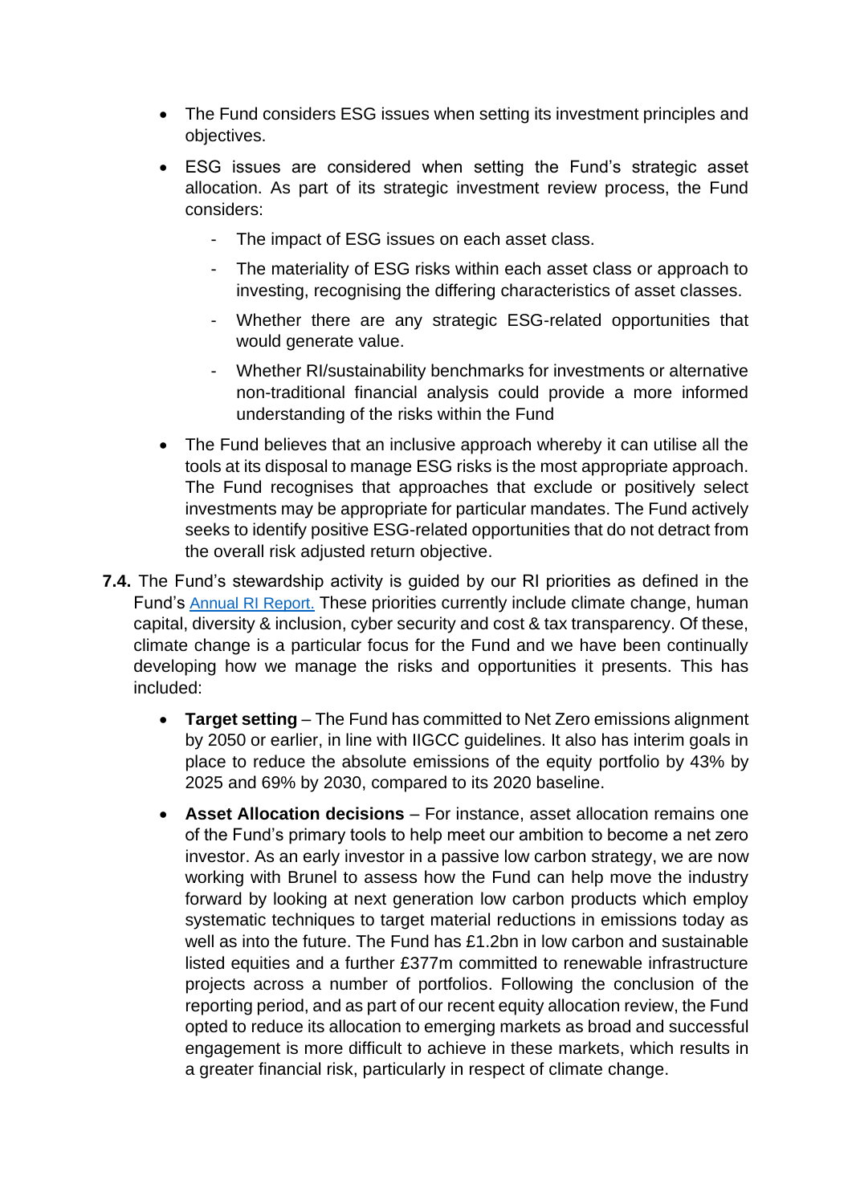- The Fund considers ESG issues when setting its investment principles and objectives.
- ESG issues are considered when setting the Fund's strategic asset allocation. As part of its strategic investment review process, the Fund considers:
  - The impact of ESG issues on each asset class.
  - The materiality of ESG risks within each asset class or approach to investing, recognising the differing characteristics of asset classes.
  - Whether there are any strategic ESG-related opportunities that would generate value.
  - Whether RI/sustainability benchmarks for investments or alternative non-traditional financial analysis could provide a more informed understanding of the risks within the Fund
- The Fund believes that an inclusive approach whereby it can utilise all the tools at its disposal to manage ESG risks is the most appropriate approach. The Fund recognises that approaches that exclude or positively select investments may be appropriate for particular mandates. The Fund actively seeks to identify positive ESG-related opportunities that do not detract from the overall risk adjusted return objective.

**7.4.** The Fund's stewardship activity is guided by our RI priorities as defined in the Fund's Annual RI Report. These priorities currently include climate change, human capital, diversity & inclusion, cyber security and cost & tax transparency. Of these, climate change is a particular focus for the Fund and we have been continually developing how we manage the risks and opportunities it presents. This has included:

- **Target setting** – The Fund has committed to Net Zero emissions alignment by 2050 or earlier, in line with IIGCC guidelines. It also has interim goals in place to reduce the absolute emissions of the equity portfolio by 43% by 2025 and 69% by 2030, compared to its 2020 baseline.
- **Asset Allocation decisions** – For instance, asset allocation remains one of the Fund's primary tools to help meet our ambition to become a net zero investor. As an early investor in a passive low carbon strategy, we are now working with Brunel to assess how the Fund can help move the industry forward by looking at next generation low carbon products which employ systematic techniques to target material reductions in emissions today as well as into the future. The Fund has £1.2bn in low carbon and sustainable listed equities and a further £377m committed to renewable infrastructure projects across a number of portfolios. Following the conclusion of the reporting period, and as part of our recent equity allocation review, the Fund opted to reduce its allocation to emerging markets as broad and successful engagement is more difficult to achieve in these markets, which results in a greater financial risk, particularly in respect of climate change.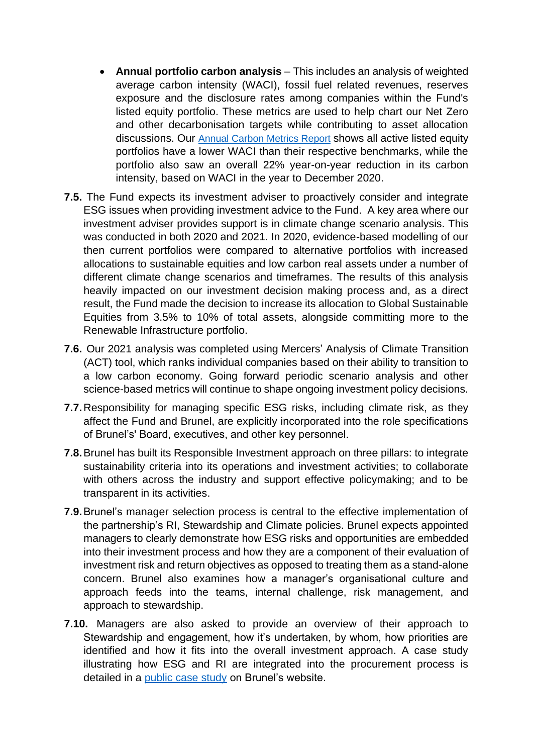- **Annual portfolio carbon analysis** – This includes an analysis of weighted average carbon intensity (WACI), fossil fuel related revenues, reserves exposure and the disclosure rates among companies within the Fund's listed equity portfolio. These metrics are used to help chart our Net Zero and other decarbonisation targets while contributing to asset allocation discussions. Our Annual Carbon Metrics Report shows all active listed equity portfolios have a lower WACI than their respective benchmarks, while the portfolio also saw an overall 22% year-on-year reduction in its carbon intensity, based on WACI in the year to December 2020.

**7.5.** The Fund expects its investment adviser to proactively consider and integrate ESG issues when providing investment advice to the Fund. A key area where our investment adviser provides support is in climate change scenario analysis. This was conducted in both 2020 and 2021. In 2020, evidence-based modelling of our then current portfolios were compared to alternative portfolios with increased allocations to sustainable equities and low carbon real assets under a number of different climate change scenarios and timeframes. The results of this analysis heavily impacted on our investment decision making process and, as a direct result, the Fund made the decision to increase its allocation to Global Sustainable Equities from 3.5% to 10% of total assets, alongside committing more to the Renewable Infrastructure portfolio.

**7.6.** Our 2021 analysis was completed using Mercers' Analysis of Climate Transition (ACT) tool, which ranks individual companies based on their ability to transition to a low carbon economy. Going forward periodic scenario analysis and other science-based metrics will continue to shape ongoing investment policy decisions.

**7.7.** Responsibility for managing specific ESG risks, including climate risk, as they affect the Fund and Brunel, are explicitly incorporated into the role specifications of Brunel's' Board, executives, and other key personnel.

**7.8.** Brunel has built its Responsible Investment approach on three pillars: to integrate sustainability criteria into its operations and investment activities; to collaborate with others across the industry and support effective policymaking; and to be transparent in its activities.

**7.9.** Brunel's manager selection process is central to the effective implementation of the partnership's RI, Stewardship and Climate policies. Brunel expects appointed managers to clearly demonstrate how ESG risks and opportunities are embedded into their investment process and how they are a component of their evaluation of investment risk and return objectives as opposed to treating them as a stand-alone concern. Brunel also examines how a manager's organisational culture and approach feeds into the teams, internal challenge, risk management, and approach to stewardship.

**7.10.** Managers are also asked to provide an overview of their approach to Stewardship and engagement, how it's undertaken, by whom, how priorities are identified and how it fits into the overall investment approach. A case study illustrating how ESG and RI are integrated into the procurement process is detailed in a public case study on Brunel's website.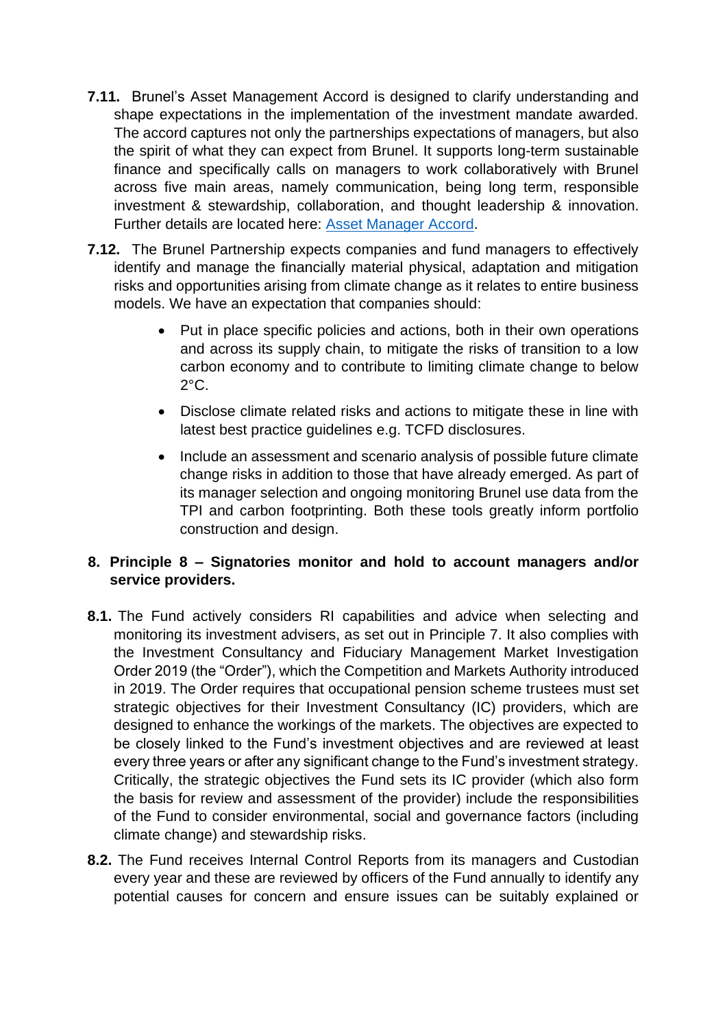**7.11.** Brunel's Asset Management Accord is designed to clarify understanding and shape expectations in the implementation of the investment mandate awarded. The accord captures not only the partnerships expectations of managers, but also the spirit of what they can expect from Brunel. It supports long-term sustainable finance and specifically calls on managers to work collaboratively with Brunel across five main areas, namely communication, being long term, responsible investment & stewardship, collaboration, and thought leadership & innovation. Further details are located here: [Asset Manager Accord](Asset Manager Accord).

**7.12.** The Brunel Partnership expects companies and fund managers to effectively identify and manage the financially material physical, adaptation and mitigation risks and opportunities arising from climate change as it relates to entire business models. We have an expectation that companies should:

- Put in place specific policies and actions, both in their own operations and across its supply chain, to mitigate the risks of transition to a low carbon economy and to contribute to limiting climate change to below 2°C.
- Disclose climate related risks and actions to mitigate these in line with latest best practice guidelines e.g. TCFD disclosures.
- Include an assessment and scenario analysis of possible future climate change risks in addition to those that have already emerged. As part of its manager selection and ongoing monitoring Brunel use data from the TPI and carbon footprinting. Both these tools greatly inform portfolio construction and design.

## 8. Principle 8 – Signatories monitor and hold to account managers and/or service providers.

**8.1.** The Fund actively considers RI capabilities and advice when selecting and monitoring its investment advisers, as set out in Principle 7. It also complies with the Investment Consultancy and Fiduciary Management Market Investigation Order 2019 (the "Order"), which the Competition and Markets Authority introduced in 2019. The Order requires that occupational pension scheme trustees must set strategic objectives for their Investment Consultancy (IC) providers, which are designed to enhance the workings of the markets. The objectives are expected to be closely linked to the Fund's investment objectives and are reviewed at least every three years or after any significant change to the Fund's investment strategy. Critically, the strategic objectives the Fund sets its IC provider (which also form the basis for review and assessment of the provider) include the responsibilities of the Fund to consider environmental, social and governance factors (including climate change) and stewardship risks.

**8.2.** The Fund receives Internal Control Reports from its managers and Custodian every year and these are reviewed by officers of the Fund annually to identify any potential causes for concern and ensure issues can be suitably explained or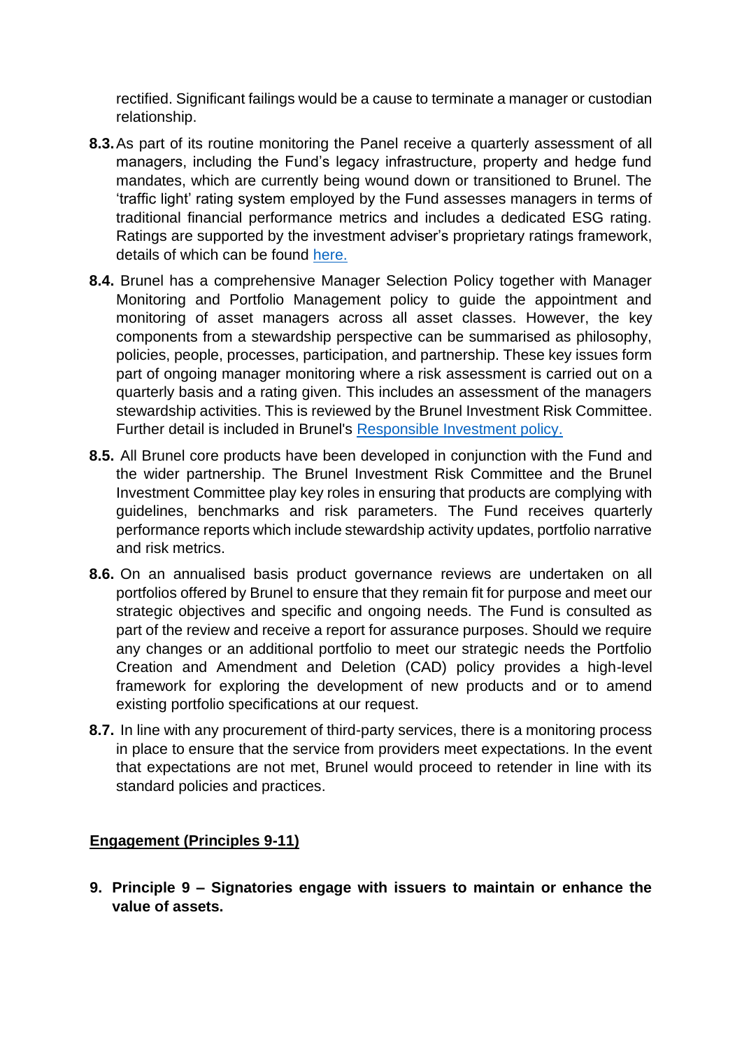rectified. Significant failings would be a cause to terminate a manager or custodian relationship.

**8.3.** As part of its routine monitoring the Panel receive a quarterly assessment of all managers, including the Fund's legacy infrastructure, property and hedge fund mandates, which are currently being wound down or transitioned to Brunel. The 'traffic light' rating system employed by the Fund assesses managers in terms of traditional financial performance metrics and includes a dedicated ESG rating. Ratings are supported by the investment adviser's proprietary ratings framework, details of which can be found here.

**8.4.** Brunel has a comprehensive Manager Selection Policy together with Manager Monitoring and Portfolio Management policy to guide the appointment and monitoring of asset managers across all asset classes. However, the key components from a stewardship perspective can be summarised as philosophy, policies, people, processes, participation, and partnership. These key issues form part of ongoing manager monitoring where a risk assessment is carried out on a quarterly basis and a rating given. This includes an assessment of the managers stewardship activities. This is reviewed by the Brunel Investment Risk Committee. Further detail is included in Brunel's Responsible Investment policy.

**8.5.** All Brunel core products have been developed in conjunction with the Fund and the wider partnership. The Brunel Investment Risk Committee and the Brunel Investment Committee play key roles in ensuring that products are complying with guidelines, benchmarks and risk parameters. The Fund receives quarterly performance reports which include stewardship activity updates, portfolio narrative and risk metrics.

**8.6.** On an annualised basis product governance reviews are undertaken on all portfolios offered by Brunel to ensure that they remain fit for purpose and meet our strategic objectives and specific and ongoing needs. The Fund is consulted as part of the review and receive a report for assurance purposes. Should we require any changes or an additional portfolio to meet our strategic needs the Portfolio Creation and Amendment and Deletion (CAD) policy provides a high-level framework for exploring the development of new products and or to amend existing portfolio specifications at our request.

**8.7.** In line with any procurement of third-party services, there is a monitoring process in place to ensure that the service from providers meet expectations. In the event that expectations are not met, Brunel would proceed to retender in line with its standard policies and practices.

## Engagement (Principles 9-11)

**9. Principle 9 – Signatories engage with issuers to maintain or enhance the value of assets.**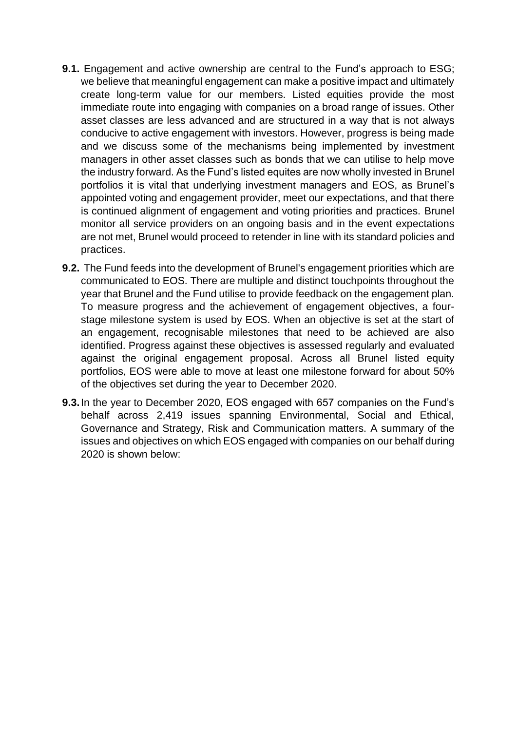**9.1.** Engagement and active ownership are central to the Fund's approach to ESG; we believe that meaningful engagement can make a positive impact and ultimately create long-term value for our members. Listed equities provide the most immediate route into engaging with companies on a broad range of issues. Other asset classes are less advanced and are structured in a way that is not always conducive to active engagement with investors. However, progress is being made and we discuss some of the mechanisms being implemented by investment managers in other asset classes such as bonds that we can utilise to help move the industry forward. As the Fund's listed equites are now wholly invested in Brunel portfolios it is vital that underlying investment managers and EOS, as Brunel's appointed voting and engagement provider, meet our expectations, and that there is continued alignment of engagement and voting priorities and practices. Brunel monitor all service providers on an ongoing basis and in the event expectations are not met, Brunel would proceed to retender in line with its standard policies and practices.

**9.2.** The Fund feeds into the development of Brunel's engagement priorities which are communicated to EOS. There are multiple and distinct touchpoints throughout the year that Brunel and the Fund utilise to provide feedback on the engagement plan. To measure progress and the achievement of engagement objectives, a four-stage milestone system is used by EOS. When an objective is set at the start of an engagement, recognisable milestones that need to be achieved are also identified. Progress against these objectives is assessed regularly and evaluated against the original engagement proposal. Across all Brunel listed equity portfolios, EOS were able to move at least one milestone forward for about 50% of the objectives set during the year to December 2020.

**9.3.** In the year to December 2020, EOS engaged with 657 companies on the Fund's behalf across 2,419 issues spanning Environmental, Social and Ethical, Governance and Strategy, Risk and Communication matters. A summary of the issues and objectives on which EOS engaged with companies on our behalf during 2020 is shown below: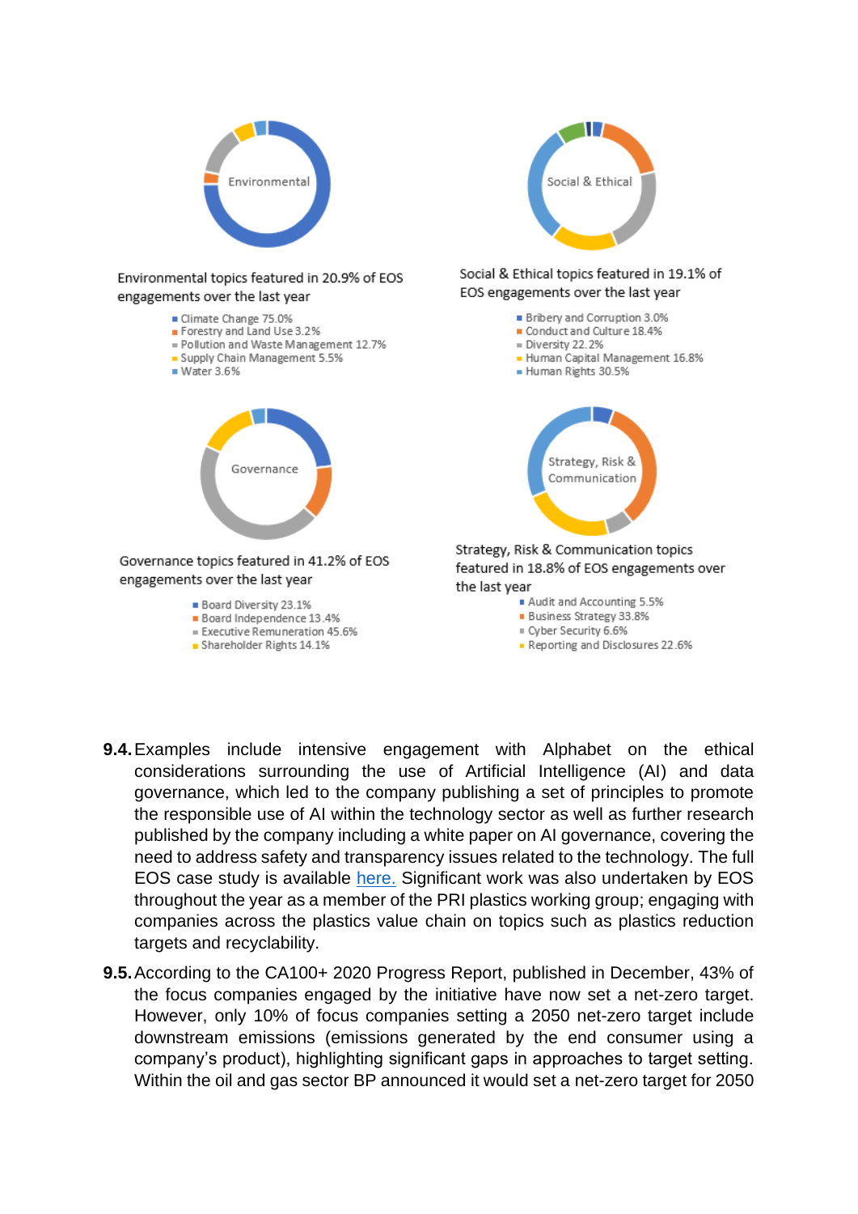Environmental

Environmental topics featured in 20.9% of EOS engagements over the last year

- Climate Change 75.0%
- Forestry and Land Use 3.2%
- Pollution and Waste Management 12.7%
- Supply Chain Management 5.5%
- Water 3.6%

Social & Ethical

Social & Ethical topics featured in 19.1% of EOS engagements over the last year

- Bribery and Corruption 3.0%
- Conduct and Culture 18.4%
- Diversity 22.2%
- Human Capital Management 16.8%
- Human Rights 30.5%

Governance

Governance topics featured in 41.2% of EOS engagements over the last year

- Board Diversity 23.1%
- Board Independence 13.4%
- Executive Remuneration 45.6%
- Shareholder Rights 14.1%

Strategy, Risk & Communication

Strategy, Risk & Communication topics featured in 18.8% of EOS engagements over the last year

- Audit and Accounting 5.5%
- Business Strategy 33.8%
- Cyber Security 6.6%
- Reporting and Disclosures 22.6%

**9.4.** Examples include intensive engagement with Alphabet on the ethical considerations surrounding the use of Artificial Intelligence (AI) and data governance, which led to the company publishing a set of principles to promote the responsible use of AI within the technology sector as well as further research published by the company including a white paper on AI governance, covering the need to address safety and transparency issues related to the technology. The full EOS case study is available here. Significant work was also undertaken by EOS throughout the year as a member of the PRI plastics working group; engaging with companies across the plastics value chain on topics such as plastics reduction targets and recyclability.

**9.5.** According to the CA100+ 2020 Progress Report, published in December, 43% of the focus companies engaged by the initiative have now set a net-zero target. However, only 10% of focus companies setting a 2050 net-zero target include downstream emissions (emissions generated by the end consumer using a company's product), highlighting significant gaps in approaches to target setting. Within the oil and gas sector BP announced it would set a net-zero target for 2050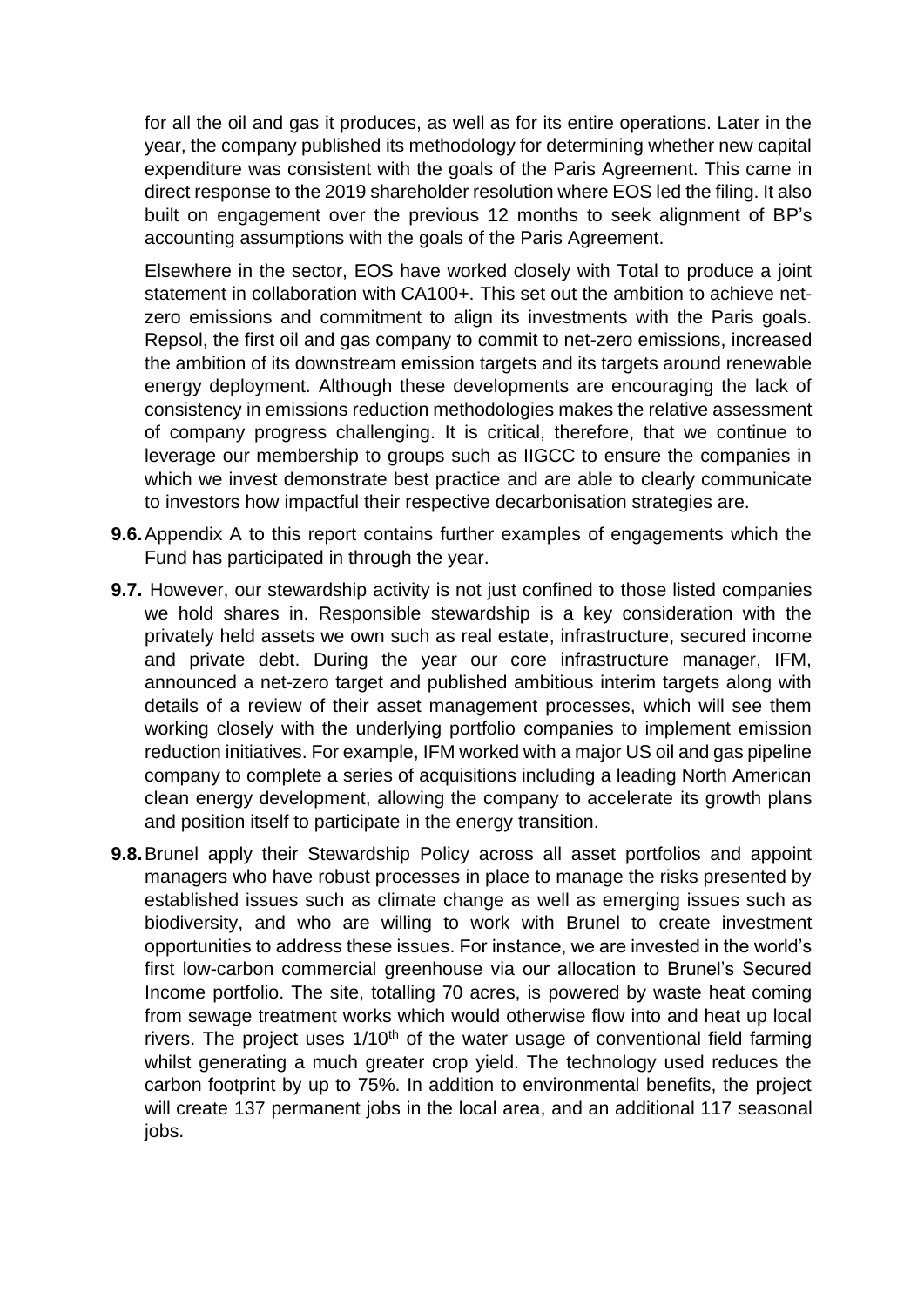for all the oil and gas it produces, as well as for its entire operations. Later in the year, the company published its methodology for determining whether new capital expenditure was consistent with the goals of the Paris Agreement. This came in direct response to the 2019 shareholder resolution where EOS led the filing. It also built on engagement over the previous 12 months to seek alignment of BP's accounting assumptions with the goals of the Paris Agreement.

Elsewhere in the sector, EOS have worked closely with Total to produce a joint statement in collaboration with CA100+. This set out the ambition to achieve net-zero emissions and commitment to align its investments with the Paris goals. Repsol, the first oil and gas company to commit to net-zero emissions, increased the ambition of its downstream emission targets and its targets around renewable energy deployment. Although these developments are encouraging the lack of consistency in emissions reduction methodologies makes the relative assessment of company progress challenging. It is critical, therefore, that we continue to leverage our membership to groups such as IIGCC to ensure the companies in which we invest demonstrate best practice and are able to clearly communicate to investors how impactful their respective decarbonisation strategies are.

**9.6.** Appendix A to this report contains further examples of engagements which the Fund has participated in through the year.

**9.7.** However, our stewardship activity is not just confined to those listed companies we hold shares in. Responsible stewardship is a key consideration with the privately held assets we own such as real estate, infrastructure, secured income and private debt. During the year our core infrastructure manager, IFM, announced a net-zero target and published ambitious interim targets along with details of a review of their asset management processes, which will see them working closely with the underlying portfolio companies to implement emission reduction initiatives. For example, IFM worked with a major US oil and gas pipeline company to complete a series of acquisitions including a leading North American clean energy development, allowing the company to accelerate its growth plans and position itself to participate in the energy transition.

**9.8.** Brunel apply their Stewardship Policy across all asset portfolios and appoint managers who have robust processes in place to manage the risks presented by established issues such as climate change as well as emerging issues such as biodiversity, and who are willing to work with Brunel to create investment opportunities to address these issues. For instance, we are invested in the world's first low-carbon commercial greenhouse via our allocation to Brunel's Secured Income portfolio. The site, totalling 70 acres, is powered by waste heat coming from sewage treatment works which would otherwise flow into and heat up local rivers. The project uses 1/10th of the water usage of conventional field farming whilst generating a much greater crop yield. The technology used reduces the carbon footprint by up to 75%. In addition to environmental benefits, the project will create 137 permanent jobs in the local area, and an additional 117 seasonal jobs.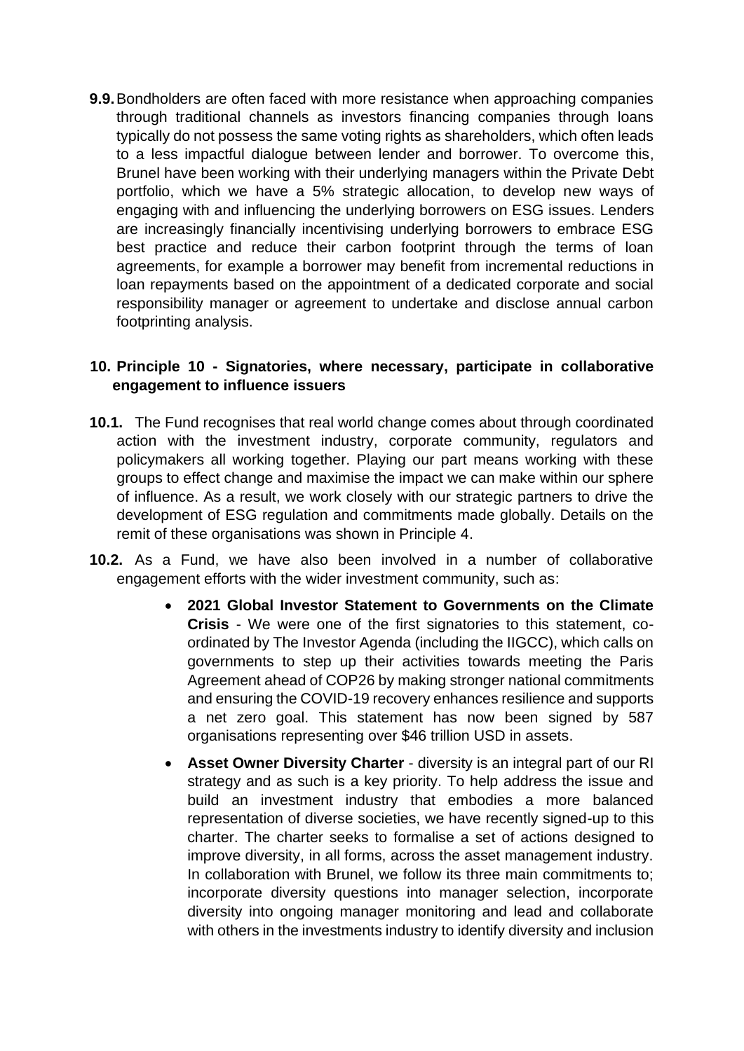**9.9.** Bondholders are often faced with more resistance when approaching companies through traditional channels as investors financing companies through loans typically do not possess the same voting rights as shareholders, which often leads to a less impactful dialogue between lender and borrower. To overcome this, Brunel have been working with their underlying managers within the Private Debt portfolio, which we have a 5% strategic allocation, to develop new ways of engaging with and influencing the underlying borrowers on ESG issues. Lenders are increasingly financially incentivising underlying borrowers to embrace ESG best practice and reduce their carbon footprint through the terms of loan agreements, for example a borrower may benefit from incremental reductions in loan repayments based on the appointment of a dedicated corporate and social responsibility manager or agreement to undertake and disclose annual carbon footprinting analysis.

## 10. Principle 10 - Signatories, where necessary, participate in collaborative engagement to influence issuers

**10.1.** The Fund recognises that real world change comes about through coordinated action with the investment industry, corporate community, regulators and policymakers all working together. Playing our part means working with these groups to effect change and maximise the impact we can make within our sphere of influence. As a result, we work closely with our strategic partners to drive the development of ESG regulation and commitments made globally. Details on the remit of these organisations was shown in Principle 4.

**10.2.** As a Fund, we have also been involved in a number of collaborative engagement efforts with the wider investment community, such as:

- **2021 Global Investor Statement to Governments on the Climate Crisis** - We were one of the first signatories to this statement, co-ordinated by The Investor Agenda (including the IIGCC), which calls on governments to step up their activities towards meeting the Paris Agreement ahead of COP26 by making stronger national commitments and ensuring the COVID-19 recovery enhances resilience and supports a net zero goal. This statement has now been signed by 587 organisations representing over $46 trillion USD in assets.
- **Asset Owner Diversity Charter** - diversity is an integral part of our RI strategy and as such is a key priority. To help address the issue and build an investment industry that embodies a more balanced representation of diverse societies, we have recently signed-up to this charter. The charter seeks to formalise a set of actions designed to improve diversity, in all forms, across the asset management industry. In collaboration with Brunel, we follow its three main commitments to; incorporate diversity questions into manager selection, incorporate diversity into ongoing manager monitoring and lead and collaborate with others in the investments industry to identify diversity and inclusion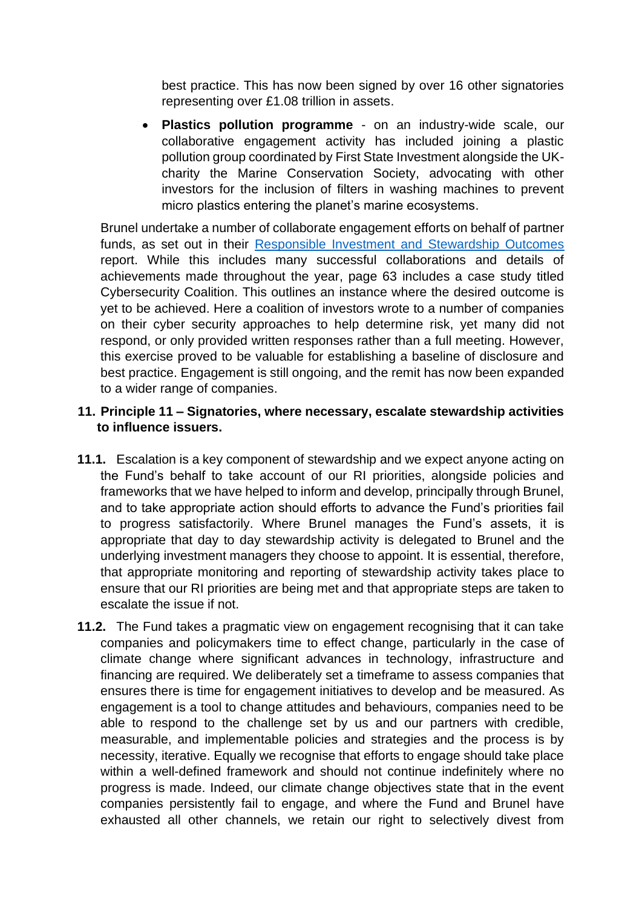best practice. This has now been signed by over 16 other signatories representing over £1.08 trillion in assets.

- **Plastics pollution programme** - on an industry-wide scale, our collaborative engagement activity has included joining a plastic pollution group coordinated by First State Investment alongside the UK-charity the Marine Conservation Society, advocating with other investors for the inclusion of filters in washing machines to prevent micro plastics entering the planet's marine ecosystems.

Brunel undertake a number of collaborate engagement efforts on behalf of partner funds, as set out in their [Responsible Investment and Stewardship Outcomes] report. While this includes many successful collaborations and details of achievements made throughout the year, page 63 includes a case study titled Cybersecurity Coalition. This outlines an instance where the desired outcome is yet to be achieved. Here a coalition of investors wrote to a number of companies on their cyber security approaches to help determine risk, yet many did not respond, or only provided written responses rather than a full meeting. However, this exercise proved to be valuable for establishing a baseline of disclosure and best practice. Engagement is still ongoing, and the remit has now been expanded to a wider range of companies.

## 11. Principle 11 – Signatories, where necessary, escalate stewardship activities to influence issuers.

**11.1.** Escalation is a key component of stewardship and we expect anyone acting on the Fund's behalf to take account of our RI priorities, alongside policies and frameworks that we have helped to inform and develop, principally through Brunel, and to take appropriate action should efforts to advance the Fund's priorities fail to progress satisfactorily. Where Brunel manages the Fund's assets, it is appropriate that day to day stewardship activity is delegated to Brunel and the underlying investment managers they choose to appoint. It is essential, therefore, that appropriate monitoring and reporting of stewardship activity takes place to ensure that our RI priorities are being met and that appropriate steps are taken to escalate the issue if not.

**11.2.** The Fund takes a pragmatic view on engagement recognising that it can take companies and policymakers time to effect change, particularly in the case of climate change where significant advances in technology, infrastructure and financing are required. We deliberately set a timeframe to assess companies that ensures there is time for engagement initiatives to develop and be measured. As engagement is a tool to change attitudes and behaviours, companies need to be able to respond to the challenge set by us and our partners with credible, measurable, and implementable policies and strategies and the process is by necessity, iterative. Equally we recognise that efforts to engage should take place within a well-defined framework and should not continue indefinitely where no progress is made. Indeed, our climate change objectives state that in the event companies persistently fail to engage, and where the Fund and Brunel have exhausted all other channels, we retain our right to selectively divest from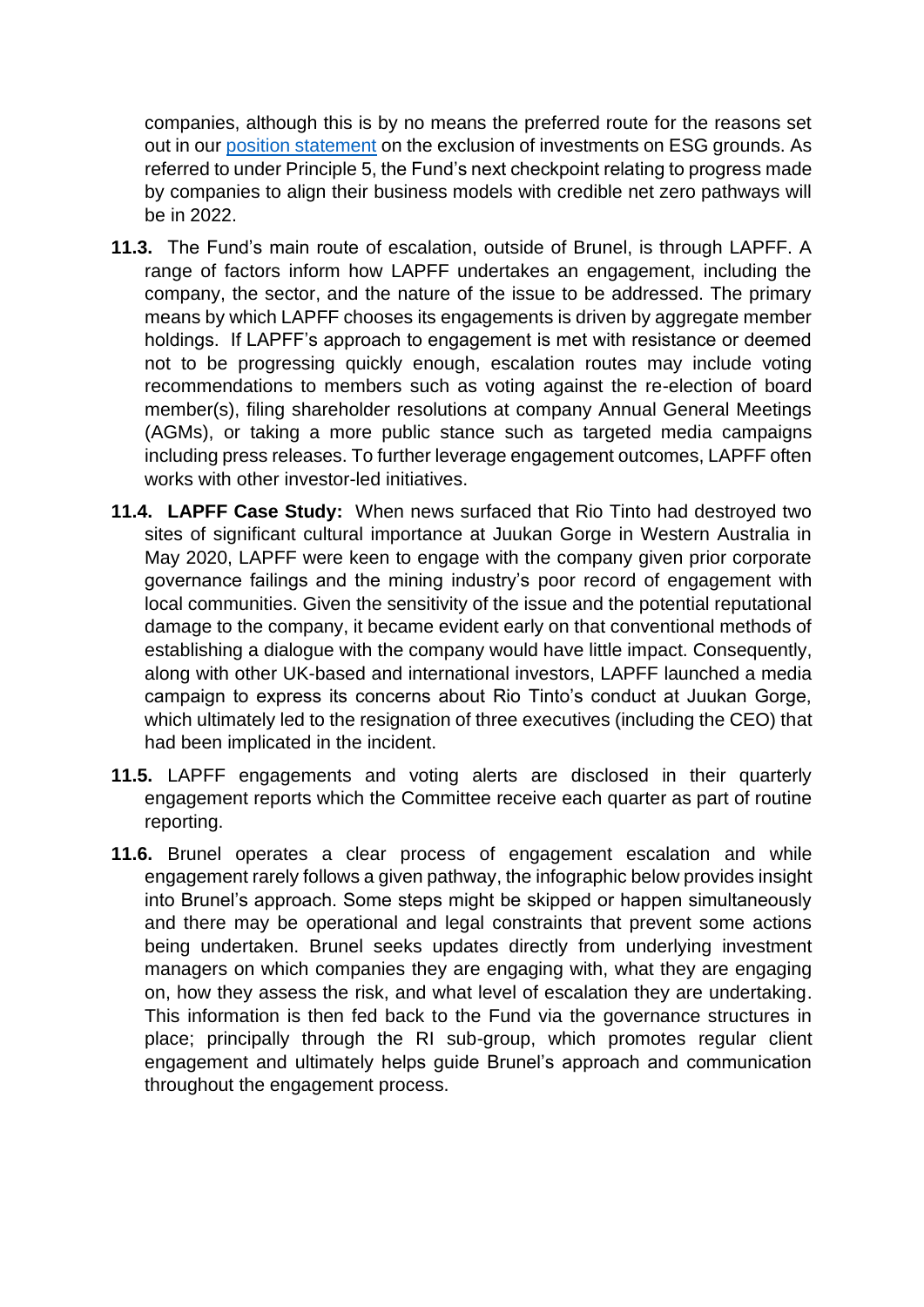companies, although this is by no means the preferred route for the reasons set out in our [position statement](position statement) on the exclusion of investments on ESG grounds. As referred to under Principle 5, the Fund's next checkpoint relating to progress made by companies to align their business models with credible net zero pathways will be in 2022.

**11.3.** The Fund's main route of escalation, outside of Brunel, is through LAPFF. A range of factors inform how LAPFF undertakes an engagement, including the company, the sector, and the nature of the issue to be addressed. The primary means by which LAPFF chooses its engagements is driven by aggregate member holdings. If LAPFF's approach to engagement is met with resistance or deemed not to be progressing quickly enough, escalation routes may include voting recommendations to members such as voting against the re-election of board member(s), filing shareholder resolutions at company Annual General Meetings (AGMs), or taking a more public stance such as targeted media campaigns including press releases. To further leverage engagement outcomes, LAPFF often works with other investor-led initiatives.

**11.4. LAPFF Case Study:** When news surfaced that Rio Tinto had destroyed two sites of significant cultural importance at Juukan Gorge in Western Australia in May 2020, LAPFF were keen to engage with the company given prior corporate governance failings and the mining industry's poor record of engagement with local communities. Given the sensitivity of the issue and the potential reputational damage to the company, it became evident early on that conventional methods of establishing a dialogue with the company would have little impact. Consequently, along with other UK-based and international investors, LAPFF launched a media campaign to express its concerns about Rio Tinto's conduct at Juukan Gorge, which ultimately led to the resignation of three executives (including the CEO) that had been implicated in the incident.

**11.5.** LAPFF engagements and voting alerts are disclosed in their quarterly engagement reports which the Committee receive each quarter as part of routine reporting.

**11.6.** Brunel operates a clear process of engagement escalation and while engagement rarely follows a given pathway, the infographic below provides insight into Brunel's approach. Some steps might be skipped or happen simultaneously and there may be operational and legal constraints that prevent some actions being undertaken. Brunel seeks updates directly from underlying investment managers on which companies they are engaging with, what they are engaging on, how they assess the risk, and what level of escalation they are undertaking. This information is then fed back to the Fund via the governance structures in place; principally through the RI sub-group, which promotes regular client engagement and ultimately helps guide Brunel's approach and communication throughout the engagement process.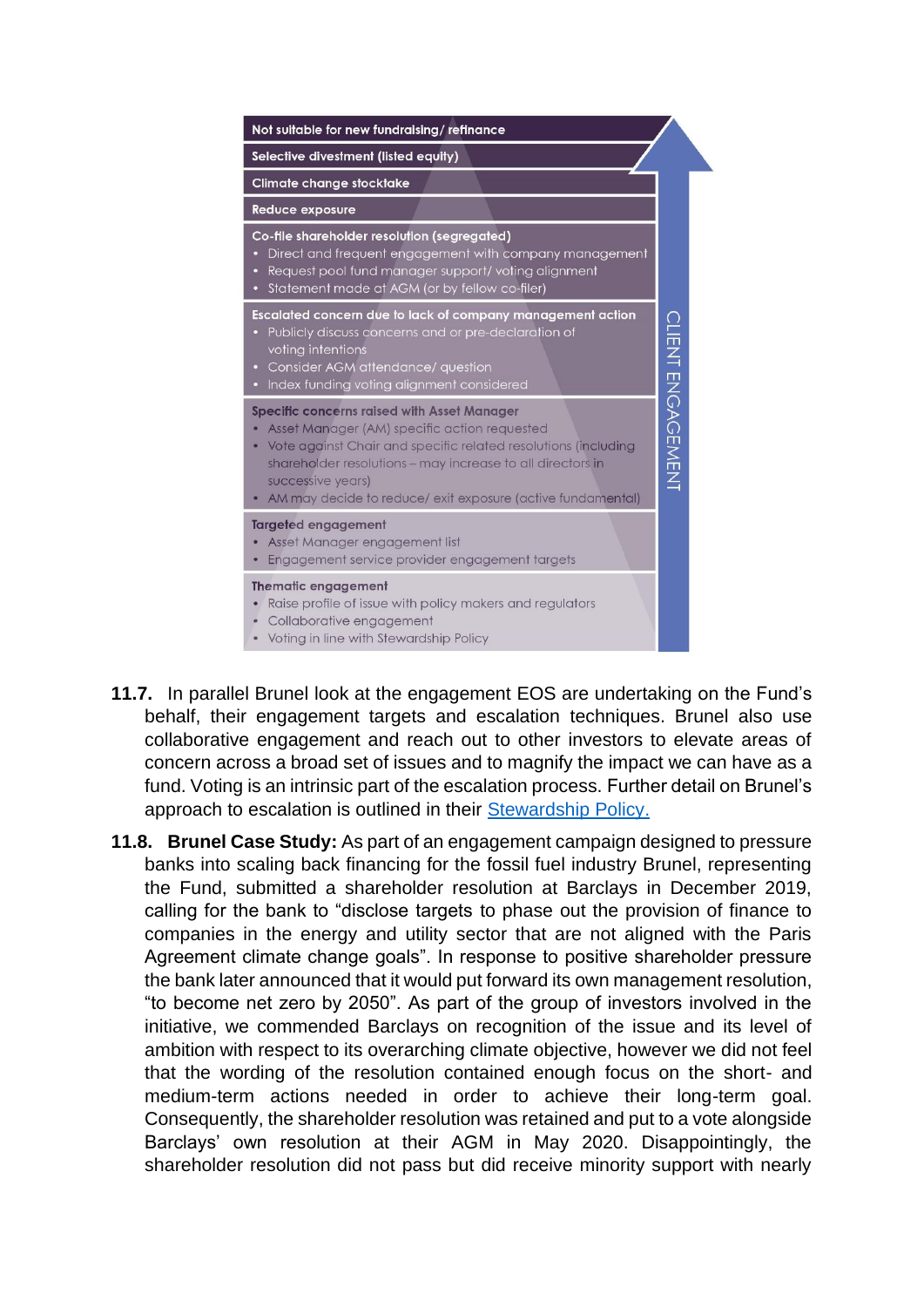Not suitable for new fundraising/ refinance

Selective divestment (listed equity)

Climate change stocktake

Reduce exposure

**Co-file shareholder resolution (segregated)**

- Direct and frequent engagement with company management
- Request pool fund manager support/ voting alignment
- Statement made at AGM (or by fellow co-filer)

**Escalated concern due to lack of company management action**

- Publicly discuss concerns and or pre-declaration of voting intentions
- Consider AGM attendance/ question
- Index funding voting alignment considered

**Specific concerns raised with Asset Manager**

- Asset Manager (AM) specific action requested
- Vote against Chair and specific related resolutions (including shareholder resolutions – may increase to all directors in successive years)
- AM may decide to reduce/ exit exposure (active fundamental)

**Targeted engagement**

- Asset Manager engagement list
- Engagement service provider engagement targets

**Thematic engagement**

- Raise profile of issue with policy makers and regulators
- Collaborative engagement
- Voting in line with Stewardship Policy

CLIENT ENGAGEMENT

**11.7.** In parallel Brunel look at the engagement EOS are undertaking on the Fund's behalf, their engagement targets and escalation techniques. Brunel also use collaborative engagement and reach out to other investors to elevate areas of concern across a broad set of issues and to magnify the impact we can have as a fund. Voting is an intrinsic part of the escalation process. Further detail on Brunel's approach to escalation is outlined in their [Stewardship Policy.]()

**11.8.** **Brunel Case Study:** As part of an engagement campaign designed to pressure banks into scaling back financing for the fossil fuel industry Brunel, representing the Fund, submitted a shareholder resolution at Barclays in December 2019, calling for the bank to "disclose targets to phase out the provision of finance to companies in the energy and utility sector that are not aligned with the Paris Agreement climate change goals". In response to positive shareholder pressure the bank later announced that it would put forward its own management resolution, "to become net zero by 2050". As part of the group of investors involved in the initiative, we commended Barclays on recognition of the issue and its level of ambition with respect to its overarching climate objective, however we did not feel that the wording of the resolution contained enough focus on the short- and medium-term actions needed in order to achieve their long-term goal. Consequently, the shareholder resolution was retained and put to a vote alongside Barclays' own resolution at their AGM in May 2020. Disappointingly, the shareholder resolution did not pass but did receive minority support with nearly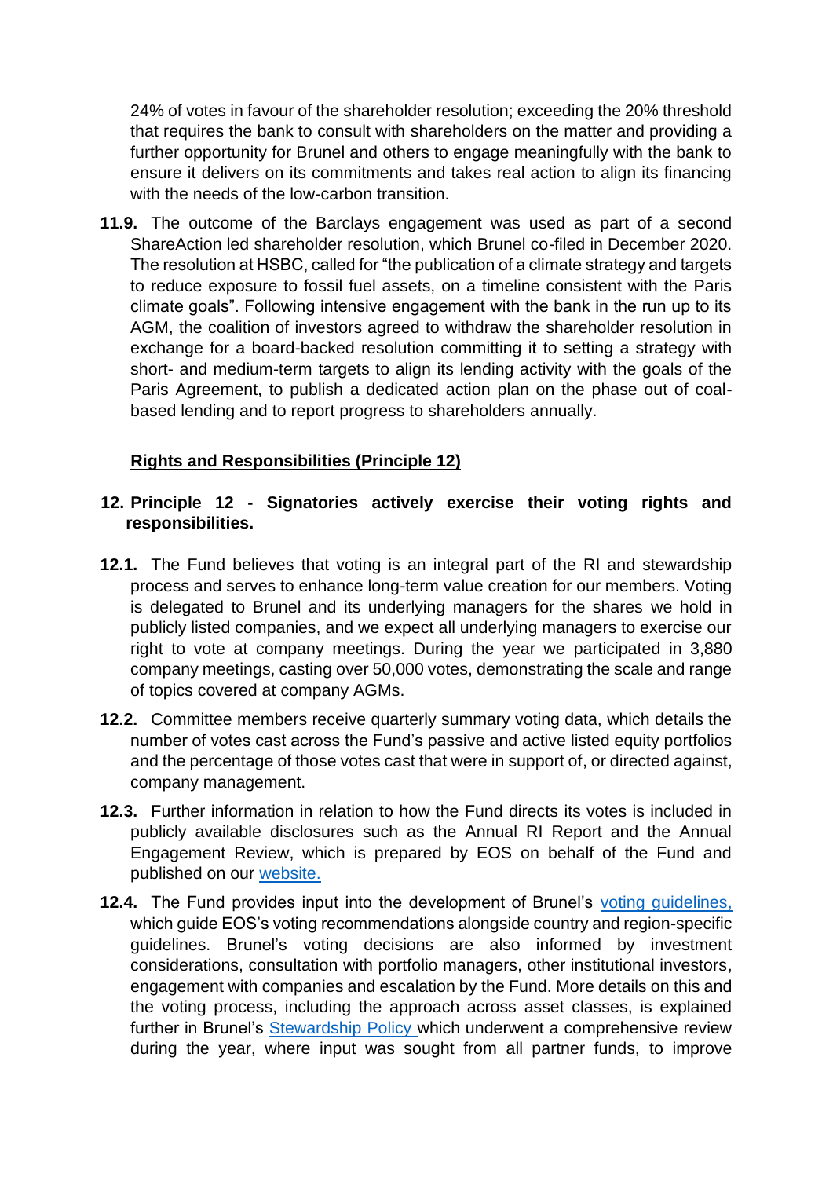24% of votes in favour of the shareholder resolution; exceeding the 20% threshold that requires the bank to consult with shareholders on the matter and providing a further opportunity for Brunel and others to engage meaningfully with the bank to ensure it delivers on its commitments and takes real action to align its financing with the needs of the low-carbon transition.

**11.9.** The outcome of the Barclays engagement was used as part of a second ShareAction led shareholder resolution, which Brunel co-filed in December 2020. The resolution at HSBC, called for "the publication of a climate strategy and targets to reduce exposure to fossil fuel assets, on a timeline consistent with the Paris climate goals". Following intensive engagement with the bank in the run up to its AGM, the coalition of investors agreed to withdraw the shareholder resolution in exchange for a board-backed resolution committing it to setting a strategy with short- and medium-term targets to align its lending activity with the goals of the Paris Agreement, to publish a dedicated action plan on the phase out of coal-based lending and to report progress to shareholders annually.

## Rights and Responsibilities (Principle 12)

### 12. Principle 12 - Signatories actively exercise their voting rights and responsibilities.

**12.1.** The Fund believes that voting is an integral part of the RI and stewardship process and serves to enhance long-term value creation for our members. Voting is delegated to Brunel and its underlying managers for the shares we hold in publicly listed companies, and we expect all underlying managers to exercise our right to vote at company meetings. During the year we participated in 3,880 company meetings, casting over 50,000 votes, demonstrating the scale and range of topics covered at company AGMs.

**12.2.** Committee members receive quarterly summary voting data, which details the number of votes cast across the Fund's passive and active listed equity portfolios and the percentage of those votes cast that were in support of, or directed against, company management.

**12.3.** Further information in relation to how the Fund directs its votes is included in publicly available disclosures such as the Annual RI Report and the Annual Engagement Review, which is prepared by EOS on behalf of the Fund and published on our website.

**12.4.** The Fund provides input into the development of Brunel's voting guidelines, which guide EOS's voting recommendations alongside country and region-specific guidelines. Brunel's voting decisions are also informed by investment considerations, consultation with portfolio managers, other institutional investors, engagement with companies and escalation by the Fund. More details on this and the voting process, including the approach across asset classes, is explained further in Brunel's Stewardship Policy which underwent a comprehensive review during the year, where input was sought from all partner funds, to improve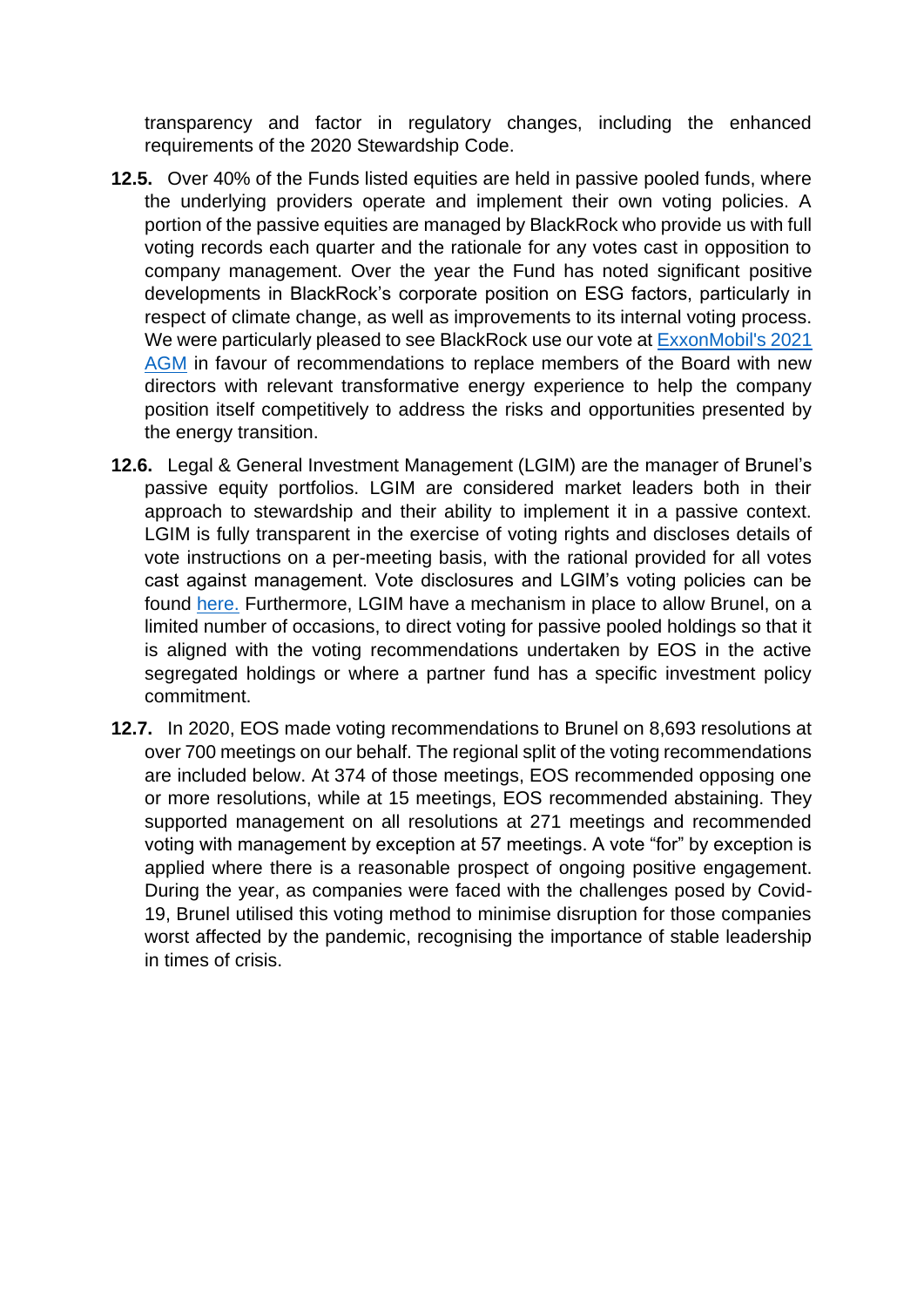transparency and factor in regulatory changes, including the enhanced requirements of the 2020 Stewardship Code.

**12.5.** Over 40% of the Funds listed equities are held in passive pooled funds, where the underlying providers operate and implement their own voting policies. A portion of the passive equities are managed by BlackRock who provide us with full voting records each quarter and the rationale for any votes cast in opposition to company management. Over the year the Fund has noted significant positive developments in BlackRock's corporate position on ESG factors, particularly in respect of climate change, as well as improvements to its internal voting process. We were particularly pleased to see BlackRock use our vote at ExxonMobil's 2021 AGM in favour of recommendations to replace members of the Board with new directors with relevant transformative energy experience to help the company position itself competitively to address the risks and opportunities presented by the energy transition.

**12.6.** Legal & General Investment Management (LGIM) are the manager of Brunel's passive equity portfolios. LGIM are considered market leaders both in their approach to stewardship and their ability to implement it in a passive context. LGIM is fully transparent in the exercise of voting rights and discloses details of vote instructions on a per-meeting basis, with the rational provided for all votes cast against management. Vote disclosures and LGIM's voting policies can be found here. Furthermore, LGIM have a mechanism in place to allow Brunel, on a limited number of occasions, to direct voting for passive pooled holdings so that it is aligned with the voting recommendations undertaken by EOS in the active segregated holdings or where a partner fund has a specific investment policy commitment.

**12.7.** In 2020, EOS made voting recommendations to Brunel on 8,693 resolutions at over 700 meetings on our behalf. The regional split of the voting recommendations are included below. At 374 of those meetings, EOS recommended opposing one or more resolutions, while at 15 meetings, EOS recommended abstaining. They supported management on all resolutions at 271 meetings and recommended voting with management by exception at 57 meetings. A vote "for" by exception is applied where there is a reasonable prospect of ongoing positive engagement. During the year, as companies were faced with the challenges posed by Covid-19, Brunel utilised this voting method to minimise disruption for those companies worst affected by the pandemic, recognising the importance of stable leadership in times of crisis.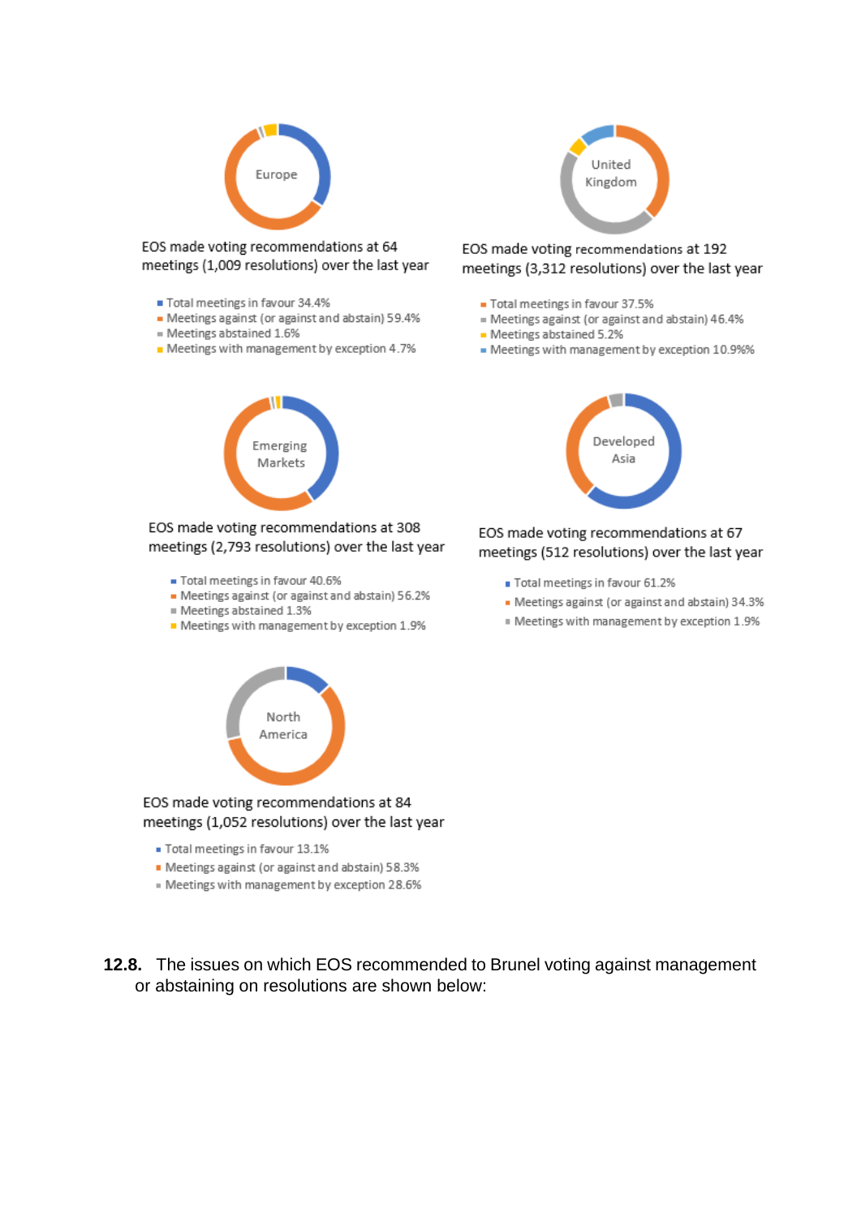Europe

EOS made voting recommendations at 64 meetings (1,009 resolutions) over the last year

- Total meetings in favour 34.4%
- Meetings against (or against and abstain) 59.4%
- Meetings abstained 1.6%
- Meetings with management by exception 4.7%

United Kingdom

EOS made voting recommendations at 192 meetings (3,312 resolutions) over the last year

- Total meetings in favour 37.5%
- Meetings against (or against and abstain) 46.4%
- Meetings abstained 5.2%
- Meetings with management by exception 10.9%%

Emerging Markets

EOS made voting recommendations at 308 meetings (2,793 resolutions) over the last year

- Total meetings in favour 40.6%
- Meetings against (or against and abstain) 56.2%
- Meetings abstained 1.3%
- Meetings with management by exception 1.9%

Developed Asia

EOS made voting recommendations at 67 meetings (512 resolutions) over the last year

- Total meetings in favour 61.2%
- Meetings against (or against and abstain) 34.3%
- Meetings with management by exception 1.9%

North America

EOS made voting recommendations at 84 meetings (1,052 resolutions) over the last year

- Total meetings in favour 13.1%
- Meetings against (or against and abstain) 58.3%
- Meetings with management by exception 28.6%

**12.8.** The issues on which EOS recommended to Brunel voting against management or abstaining on resolutions are shown below: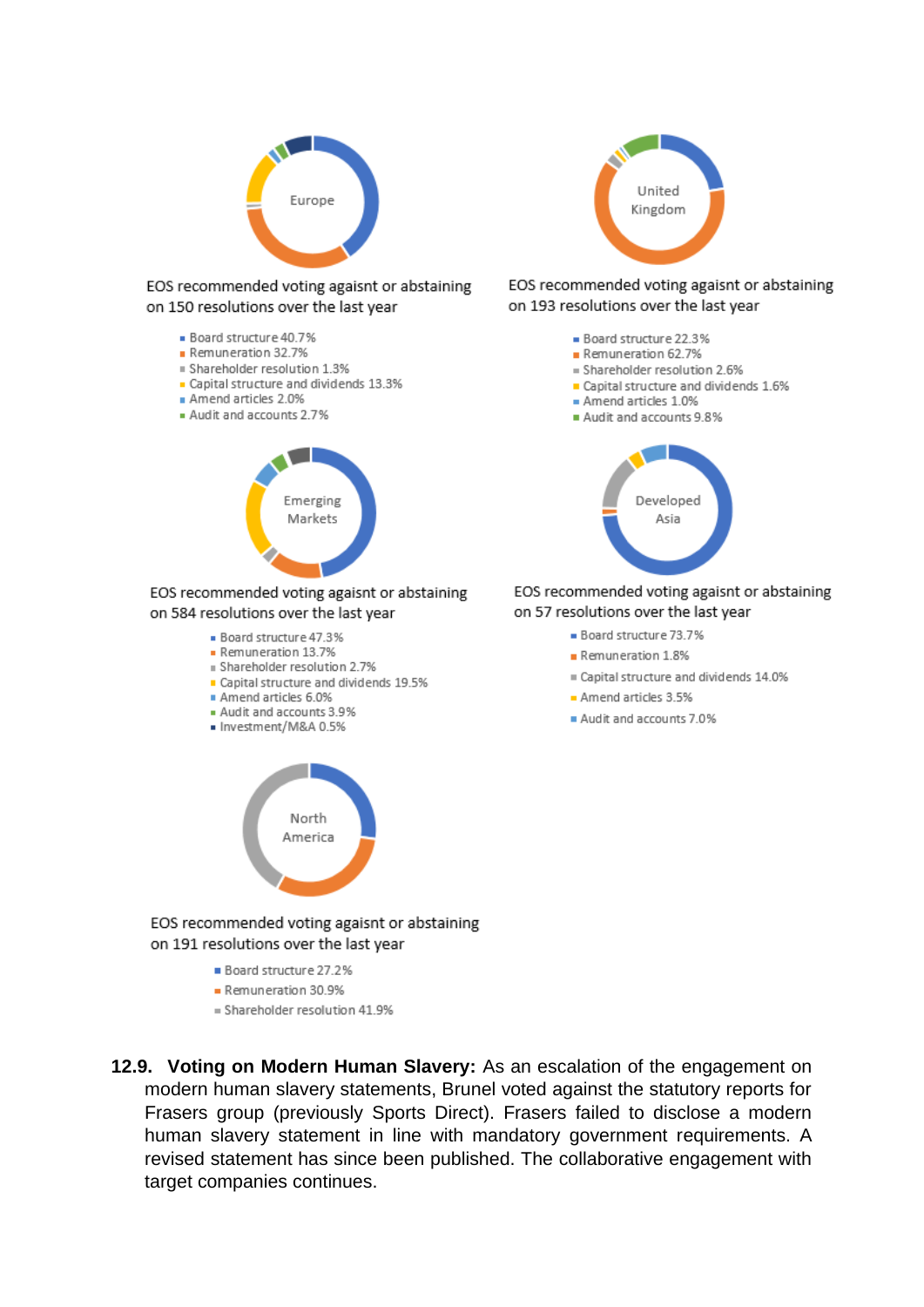Europe

EOS recommended voting against or abstaining on 150 resolutions over the last year

- Board structure 40.7%
- Remuneration 32.7%
- Shareholder resolution 1.3%
- Capital structure and dividends 13.3%
- Amend articles 2.0%
- Audit and accounts 2.7%

United Kingdom

EOS recommended voting against or abstaining on 193 resolutions over the last year

- Board structure 22.3%
- Remuneration 62.7%
- Shareholder resolution 2.6%
- Capital structure and dividends 1.6%
- Amend articles 1.0%
- Audit and accounts 9.8%

Emerging Markets

EOS recommended voting against or abstaining on 584 resolutions over the last year

- Board structure 47.3%
- Remuneration 13.7%
- Shareholder resolution 2.7%
- Capital structure and dividends 19.5%
- Amend articles 6.0%
- Audit and accounts 3.9%
- Investment/M&A 0.5%

Developed Asia

EOS recommended voting against or abstaining on 57 resolutions over the last year

- Board structure 73.7%
- Remuneration 1.8%
- Capital structure and dividends 14.0%
- Amend articles 3.5%
- Audit and accounts 7.0%

North America

EOS recommended voting against or abstaining on 191 resolutions over the last year

- Board structure 27.2%
- Remuneration 30.9%
- Shareholder resolution 41.9%

**12.9. Voting on Modern Human Slavery:** As an escalation of the engagement on modern human slavery statements, Brunel voted against the statutory reports for Frasers group (previously Sports Direct). Frasers failed to disclose a modern human slavery statement in line with mandatory government requirements. A revised statement has since been published. The collaborative engagement with target companies continues.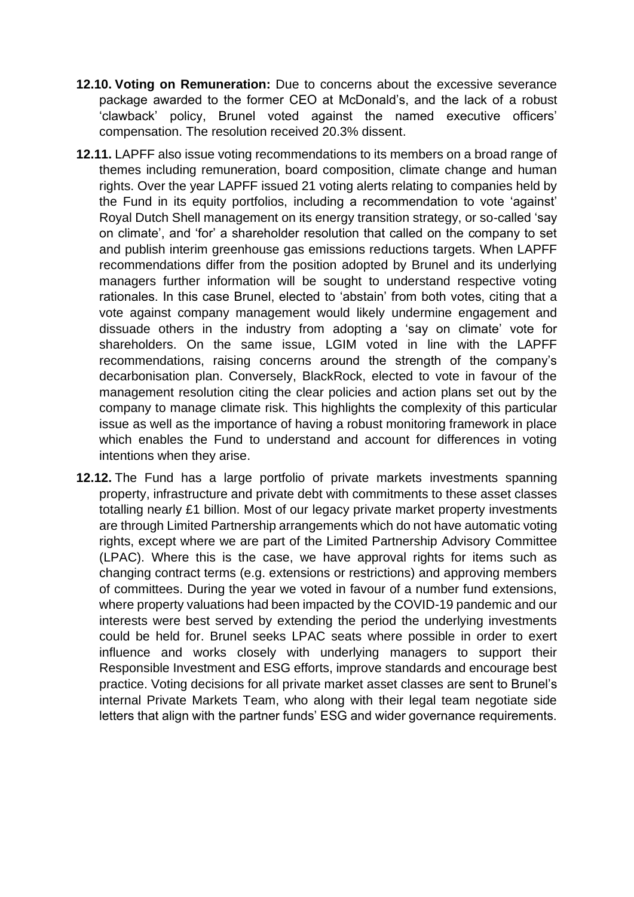**12.10. Voting on Remuneration:** Due to concerns about the excessive severance package awarded to the former CEO at McDonald's, and the lack of a robust 'clawback' policy, Brunel voted against the named executive officers' compensation. The resolution received 20.3% dissent.

**12.11.** LAPFF also issue voting recommendations to its members on a broad range of themes including remuneration, board composition, climate change and human rights. Over the year LAPFF issued 21 voting alerts relating to companies held by the Fund in its equity portfolios, including a recommendation to vote 'against' Royal Dutch Shell management on its energy transition strategy, or so-called 'say on climate', and 'for' a shareholder resolution that called on the company to set and publish interim greenhouse gas emissions reductions targets. When LAPFF recommendations differ from the position adopted by Brunel and its underlying managers further information will be sought to understand respective voting rationales. In this case Brunel, elected to 'abstain' from both votes, citing that a vote against company management would likely undermine engagement and dissuade others in the industry from adopting a 'say on climate' vote for shareholders. On the same issue, LGIM voted in line with the LAPFF recommendations, raising concerns around the strength of the company's decarbonisation plan. Conversely, BlackRock, elected to vote in favour of the management resolution citing the clear policies and action plans set out by the company to manage climate risk. This highlights the complexity of this particular issue as well as the importance of having a robust monitoring framework in place which enables the Fund to understand and account for differences in voting intentions when they arise.

**12.12.** The Fund has a large portfolio of private markets investments spanning property, infrastructure and private debt with commitments to these asset classes totalling nearly £1 billion. Most of our legacy private market property investments are through Limited Partnership arrangements which do not have automatic voting rights, except where we are part of the Limited Partnership Advisory Committee (LPAC). Where this is the case, we have approval rights for items such as changing contract terms (e.g. extensions or restrictions) and approving members of committees. During the year we voted in favour of a number fund extensions, where property valuations had been impacted by the COVID-19 pandemic and our interests were best served by extending the period the underlying investments could be held for. Brunel seeks LPAC seats where possible in order to exert influence and works closely with underlying managers to support their Responsible Investment and ESG efforts, improve standards and encourage best practice. Voting decisions for all private market asset classes are sent to Brunel's internal Private Markets Team, who along with their legal team negotiate side letters that align with the partner funds' ESG and wider governance requirements.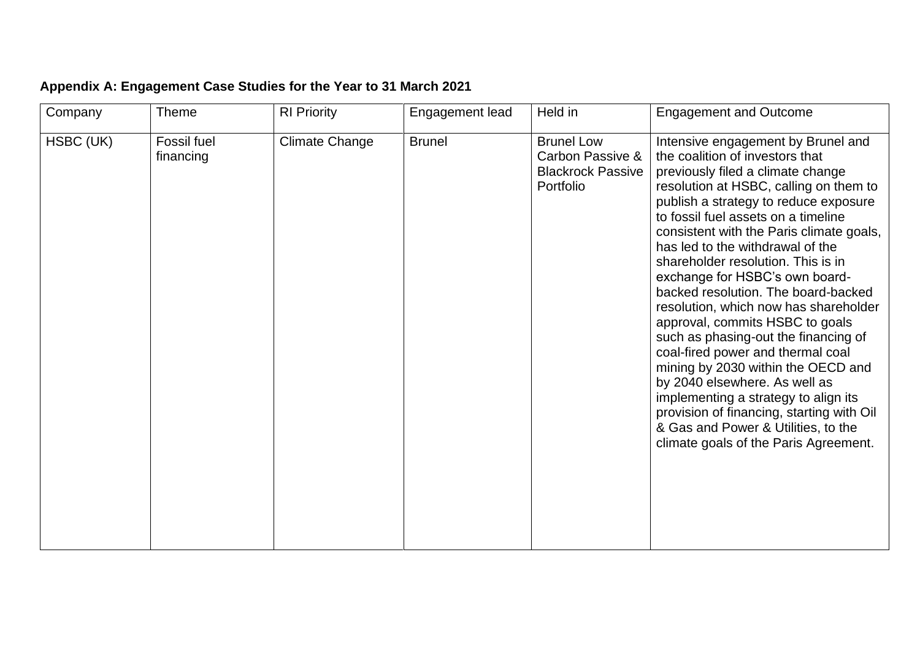**Appendix A: Engagement Case Studies for the Year to 31 March 2021**

| Company | Theme | RI Priority | Engagement lead | Held in | Engagement and Outcome |
|---|---|---|---|---|---|
| HSBC (UK) | Fossil fuel financing | Climate Change | Brunel | Brunel Low Carbon Passive & Blackrock Passive Portfolio | Intensive engagement by Brunel and the coalition of investors that previously filed a climate change resolution at HSBC, calling on them to publish a strategy to reduce exposure to fossil fuel assets on a timeline consistent with the Paris climate goals, has led to the withdrawal of the shareholder resolution. This is in exchange for HSBC's own board-backed resolution. The board-backed resolution, which now has shareholder approval, commits HSBC to goals such as phasing-out the financing of coal-fired power and thermal coal mining by 2030 within the OECD and by 2040 elsewhere. As well as implementing a strategy to align its provision of financing, starting with Oil & Gas and Power & Utilities, to the climate goals of the Paris Agreement. |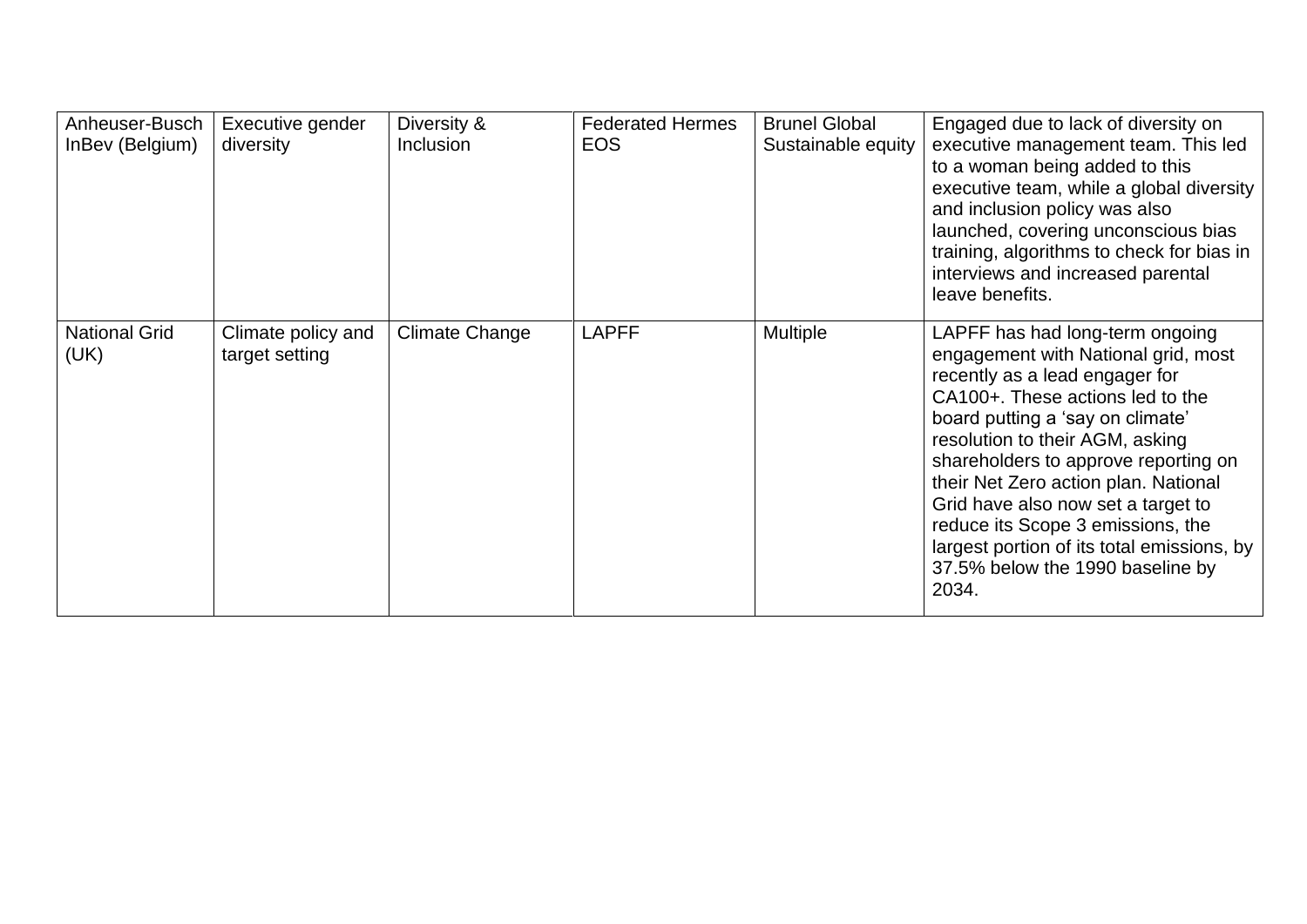| | | | | | |
|---|---|---|---|---|---|
| Anheuser-Busch InBev (Belgium) | Executive gender diversity | Diversity & Inclusion | Federated Hermes EOS | Brunel Global Sustainable equity | Engaged due to lack of diversity on executive management team. This led to a woman being added to this executive team, while a global diversity and inclusion policy was also launched, covering unconscious bias training, algorithms to check for bias in interviews and increased parental leave benefits. |
| National Grid (UK) | Climate policy and target setting | Climate Change | LAPFF | Multiple | LAPFF has had long-term ongoing engagement with National grid, most recently as a lead engager for CA100+. These actions led to the board putting a 'say on climate' resolution to their AGM, asking shareholders to approve reporting on their Net Zero action plan. National Grid have also now set a target to reduce its Scope 3 emissions, the largest portion of its total emissions, by 37.5% below the 1990 baseline by 2034. |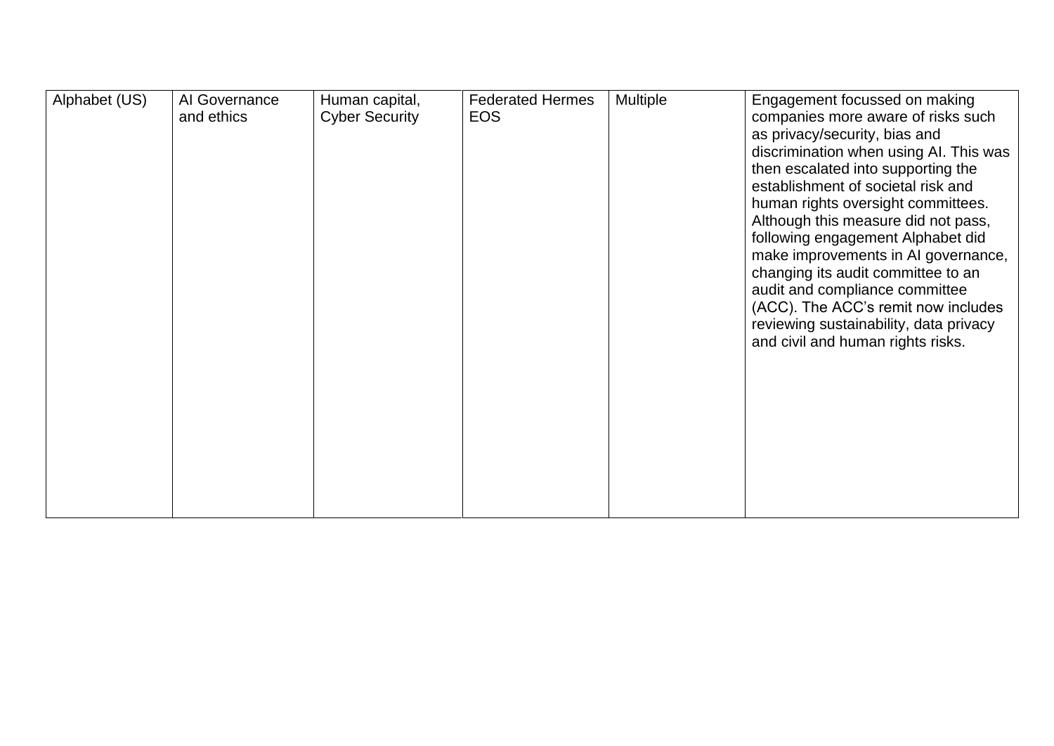| | | | | | |
|---|---|---|---|---|---|
| Alphabet (US) | AI Governance and ethics | Human capital, Cyber Security | Federated Hermes EOS | Multiple | Engagement focussed on making companies more aware of risks such as privacy/security, bias and discrimination when using AI. This was then escalated into supporting the establishment of societal risk and human rights oversight committees. Although this measure did not pass, following engagement Alphabet did make improvements in AI governance, changing its audit committee to an audit and compliance committee (ACC). The ACC's remit now includes reviewing sustainability, data privacy and civil and human rights risks. |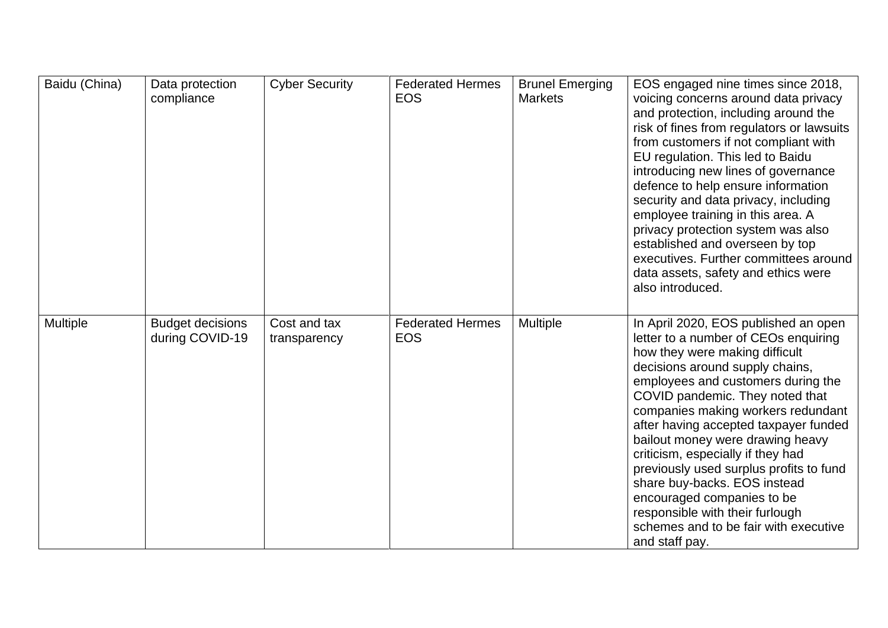| Baidu (China) | Data protection compliance | Cyber Security | Federated Hermes EOS | Brunel Emerging Markets | EOS engaged nine times since 2018, voicing concerns around data privacy and protection, including around the risk of fines from regulators or lawsuits from customers if not compliant with EU regulation. This led to Baidu introducing new lines of governance defence to help ensure information security and data privacy, including employee training in this area. A privacy protection system was also established and overseen by top executives. Further committees around data assets, safety and ethics were also introduced. |
|---|---|---|---|---|---|
| Multiple | Budget decisions during COVID-19 | Cost and tax transparency | Federated Hermes EOS | Multiple | In April 2020, EOS published an open letter to a number of CEOs enquiring how they were making difficult decisions around supply chains, employees and customers during the COVID pandemic. They noted that companies making workers redundant after having accepted taxpayer funded bailout money were drawing heavy criticism, especially if they had previously used surplus profits to fund share buy-backs. EOS instead encouraged companies to be responsible with their furlough schemes and to be fair with executive and staff pay. |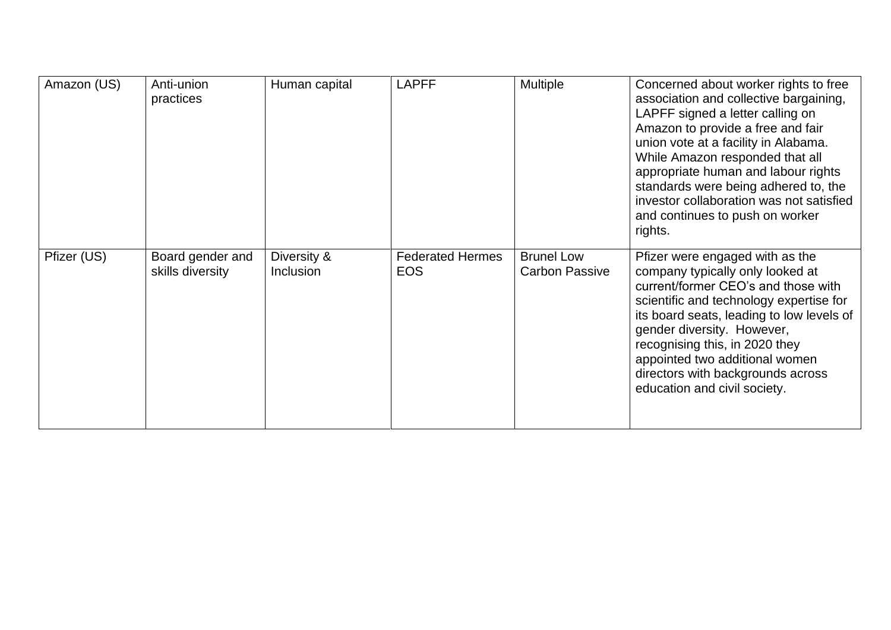| Amazon (US) | Anti-union practices | Human capital | LAPFF | Multiple | Concerned about worker rights to free association and collective bargaining, LAPFF signed a letter calling on Amazon to provide a free and fair union vote at a facility in Alabama. While Amazon responded that all appropriate human and labour rights standards were being adhered to, the investor collaboration was not satisfied and continues to push on worker rights. |
|---|---|---|---|---|---|
| Pfizer (US) | Board gender and skills diversity | Diversity & Inclusion | Federated Hermes EOS | Brunel Low Carbon Passive | Pfizer were engaged with as the company typically only looked at current/former CEO's and those with scientific and technology expertise for its board seats, leading to low levels of gender diversity. However, recognising this, in 2020 they appointed two additional women directors with backgrounds across education and civil society. |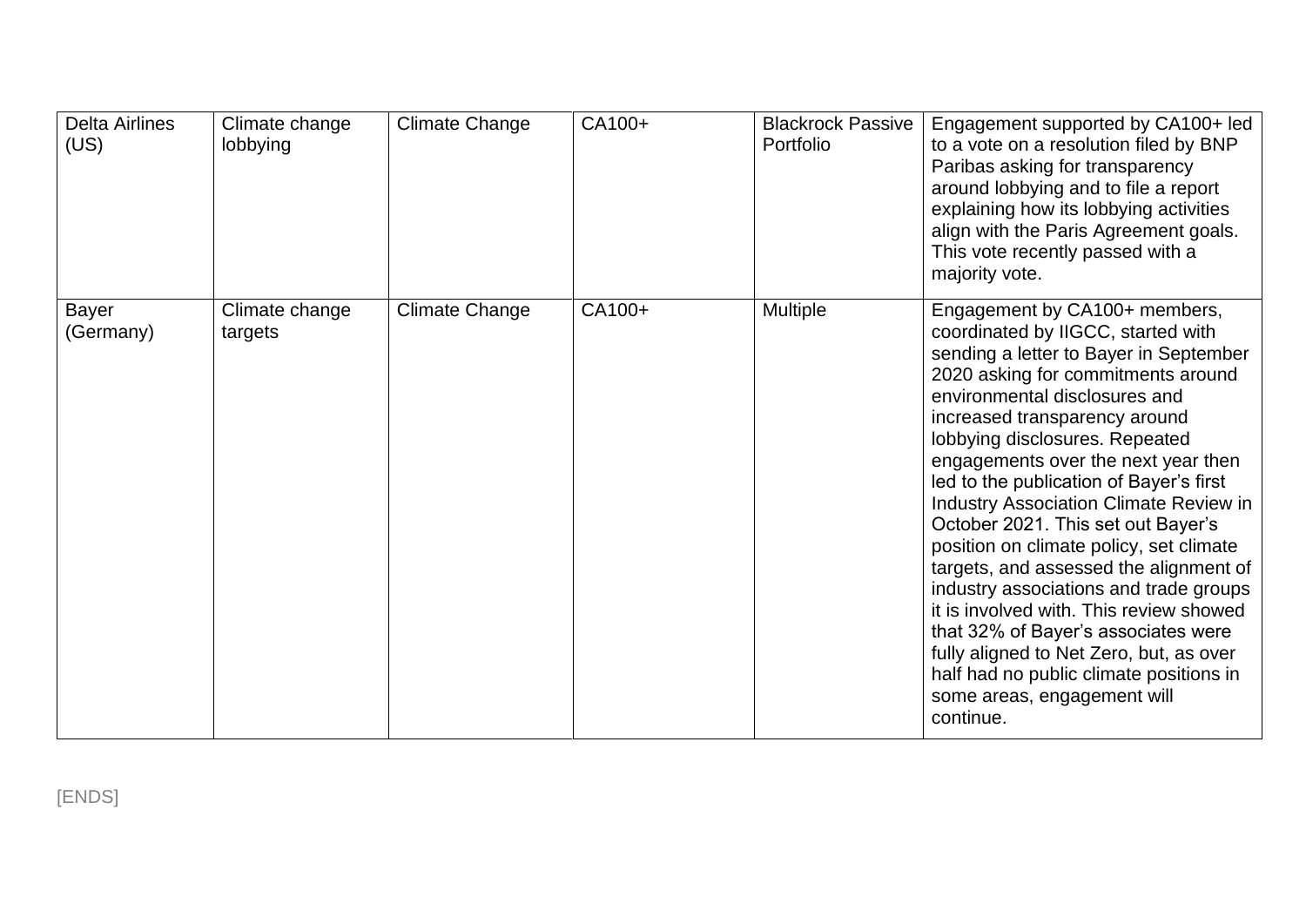| | | | | | |
|---|---|---|---|---|---|
| Delta Airlines (US) | Climate change lobbying | Climate Change | CA100+ | Blackrock Passive Portfolio | Engagement supported by CA100+ led to a vote on a resolution filed by BNP Paribas asking for transparency around lobbying and to file a report explaining how its lobbying activities align with the Paris Agreement goals. This vote recently passed with a majority vote. |
| Bayer (Germany) | Climate change targets | Climate Change | CA100+ | Multiple | Engagement by CA100+ members, coordinated by IIGCC, started with sending a letter to Bayer in September 2020 asking for commitments around environmental disclosures and increased transparency around lobbying disclosures. Repeated engagements over the next year then led to the publication of Bayer's first Industry Association Climate Review in October 2021. This set out Bayer's position on climate policy, set climate targets, and assessed the alignment of industry associations and trade groups it is involved with. This review showed that 32% of Bayer's associates were fully aligned to Net Zero, but, as over half had no public climate positions in some areas, engagement will continue. |

[ENDS]